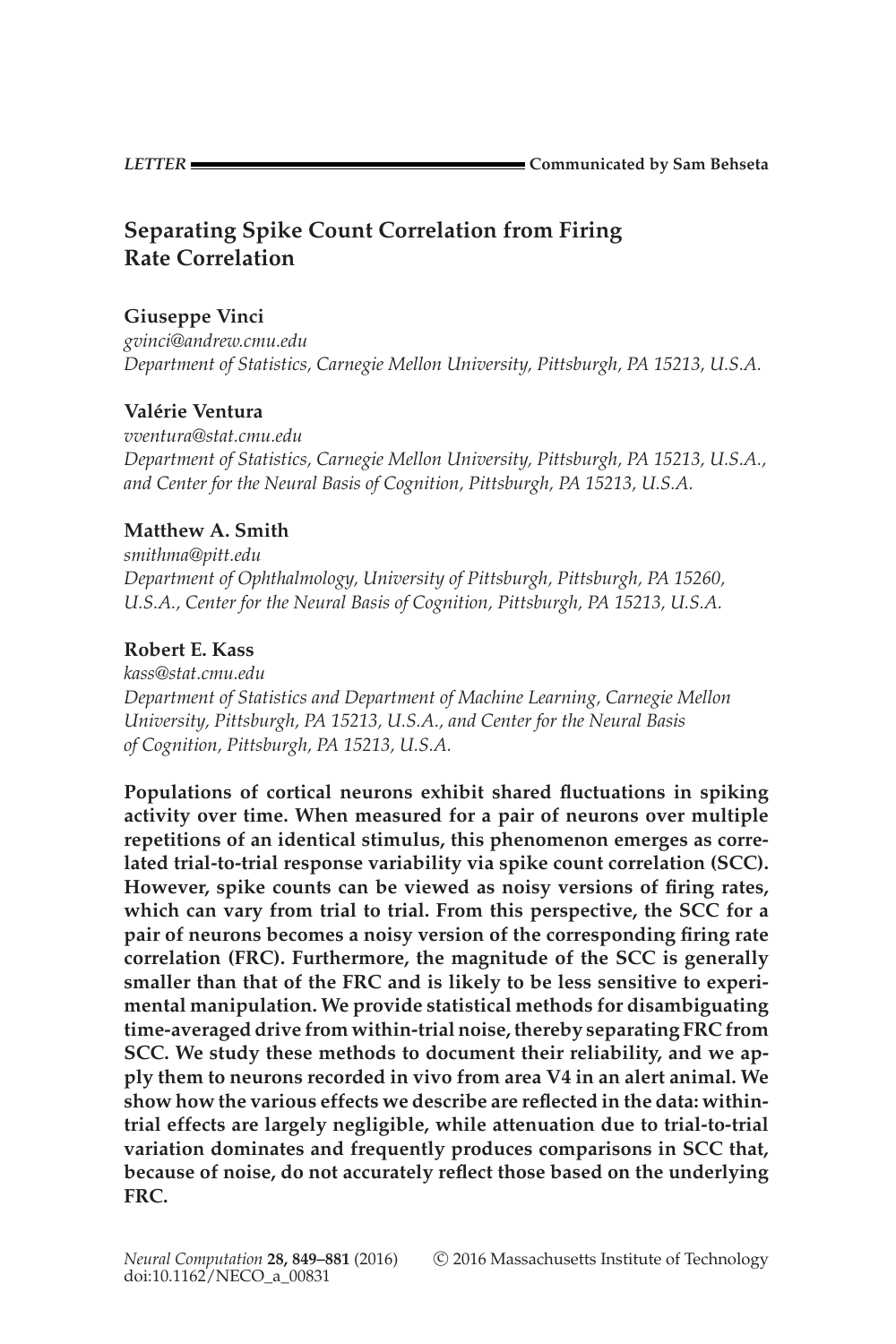*LETTER* **Communicated by Sam Behseta**

# Separating Spike Count Correlation from Firing Rate Correlation

**Giuseppe Vinci**
*gvinci@andrew.cmu.edu*
*Department of Statistics, Carnegie Mellon University, Pittsburgh, PA 15213, U.S.A.*

**Valérie Ventura**
*vventura@stat.cmu.edu*
*Department of Statistics, Carnegie Mellon University, Pittsburgh, PA 15213, U.S.A., and Center for the Neural Basis of Cognition, Pittsburgh, PA 15213, U.S.A.*

**Matthew A. Smith**
*smithma@pitt.edu*
*Department of Ophthalmology, University of Pittsburgh, Pittsburgh, PA 15260, U.S.A., Center for the Neural Basis of Cognition, Pittsburgh, PA 15213, U.S.A.*

**Robert E. Kass**
*kass@stat.cmu.edu*
*Department of Statistics and Department of Machine Learning, Carnegie Mellon University, Pittsburgh, PA 15213, U.S.A., and Center for the Neural Basis of Cognition, Pittsburgh, PA 15213, U.S.A.*

**Populations of cortical neurons exhibit shared fluctuations in spiking activity over time. When measured for a pair of neurons over multiple repetitions of an identical stimulus, this phenomenon emerges as correlated trial-to-trial response variability via spike count correlation (SCC). However, spike counts can be viewed as noisy versions of firing rates, which can vary from trial to trial. From this perspective, the SCC for a pair of neurons becomes a noisy version of the corresponding firing rate correlation (FRC). Furthermore, the magnitude of the SCC is generally smaller than that of the FRC and is likely to be less sensitive to experimental manipulation. We provide statistical methods for disambiguating time-averaged drive from within-trial noise, thereby separating FRC from SCC. We study these methods to document their reliability, and we apply them to neurons recorded in vivo from area V4 in an alert animal. We show how the various effects we describe are reflected in the data: within-trial effects are largely negligible, while attenuation due to trial-to-trial variation dominates and frequently produces comparisons in SCC that, because of noise, do not accurately reflect those based on the underlying FRC.**

*Neural Computation* **28, 849–881** (2016) © 2016 Massachusetts Institute of Technology
doi:10.1162/NECO_a_00831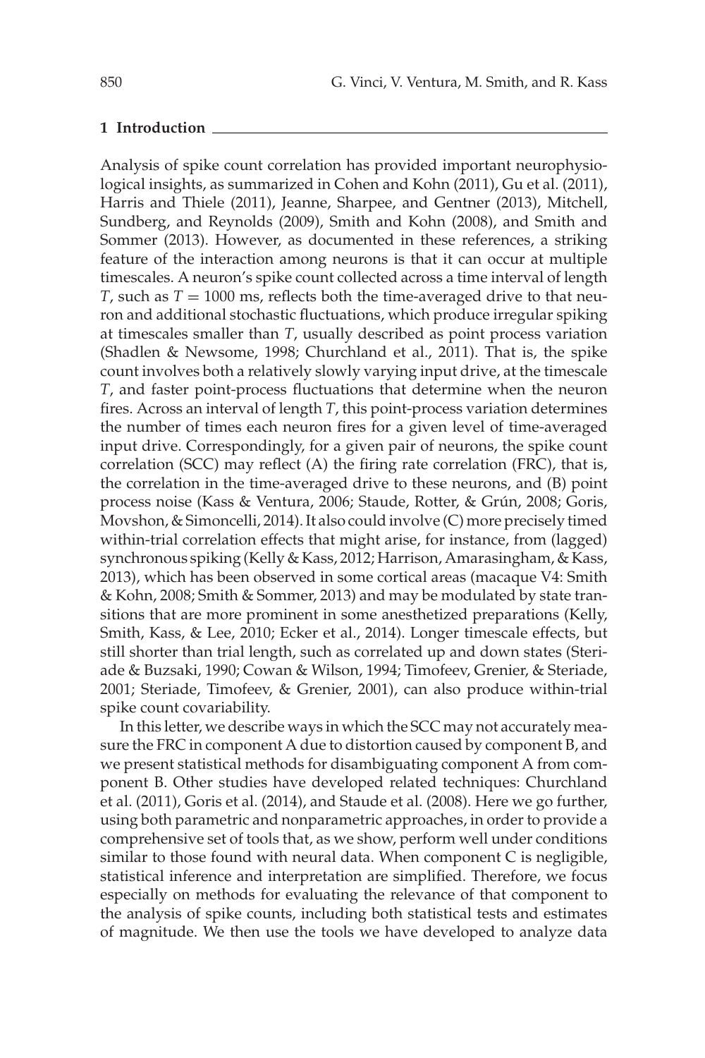## 1 Introduction

Analysis of spike count correlation has provided important neurophysiological insights, as summarized in Cohen and Kohn (2011), Gu et al. (2011), Harris and Thiele (2011), Jeanne, Sharpee, and Gentner (2013), Mitchell, Sundberg, and Reynolds (2009), Smith and Kohn (2008), and Smith and Sommer (2013). However, as documented in these references, a striking feature of the interaction among neurons is that it can occur at multiple timescales. A neuron's spike count collected across a time interval of length $T$, such as $T = 1000$ ms, reflects both the time-averaged drive to that neuron and additional stochastic fluctuations, which produce irregular spiking at timescales smaller than $T$, usually described as point process variation (Shadlen & Newsome, 1998; Churchland et al., 2011). That is, the spike count involves both a relatively slowly varying input drive, at the timescale $T$, and faster point-process fluctuations that determine when the neuron fires. Across an interval of length $T$, this point-process variation determines the number of times each neuron fires for a given level of time-averaged input drive. Correspondingly, for a given pair of neurons, the spike count correlation (SCC) may reflect (A) the firing rate correlation (FRC), that is, the correlation in the time-averaged drive to these neurons, and (B) point process noise (Kass & Ventura, 2006; Staude, Rotter, & Grün, 2008; Goris, Movshon, & Simoncelli, 2014). It also could involve (C) more precisely timed within-trial correlation effects that might arise, for instance, from (lagged) synchronous spiking (Kelly & Kass, 2012; Harrison, Amarasingham, & Kass, 2013), which has been observed in some cortical areas (macaque V4: Smith & Kohn, 2008; Smith & Sommer, 2013) and may be modulated by state transitions that are more prominent in some anesthetized preparations (Kelly, Smith, Kass, & Lee, 2010; Ecker et al., 2014). Longer timescale effects, but still shorter than trial length, such as correlated up and down states (Steriade & Buzsaki, 1990; Cowan & Wilson, 1994; Timofeev, Grenier, & Steriade, 2001; Steriade, Timofeev, & Grenier, 2001), can also produce within-trial spike count covariability.

In this letter, we describe ways in which the SCC may not accurately measure the FRC in component A due to distortion caused by component B, and we present statistical methods for disambiguating component A from component B. Other studies have developed related techniques: Churchland et al. (2011), Goris et al. (2014), and Staude et al. (2008). Here we go further, using both parametric and nonparametric approaches, in order to provide a comprehensive set of tools that, as we show, perform well under conditions similar to those found with neural data. When component C is negligible, statistical inference and interpretation are simplified. Therefore, we focus especially on methods for evaluating the relevance of that component to the analysis of spike counts, including both statistical tests and estimates of magnitude. We then use the tools we have developed to analyze data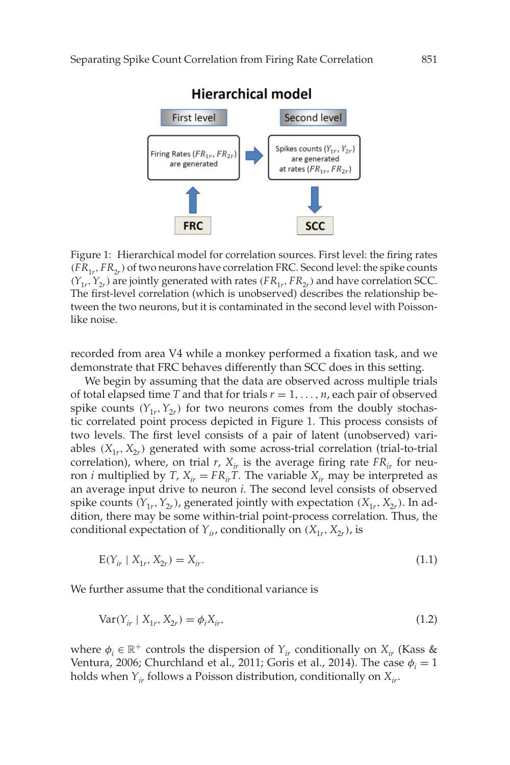**Hierarchical model**

| First level | | Second level |
|---|---|---|
| Firing Rates $(FR_{1r}, FR_{2r})$ are generated | ➡ | Spikes counts $(Y_{1r}, Y_{2r})$ are generated at rates $(FR_{1r}, FR_{2r})$ |
| ⬆ FRC | | ⬇ SCC |

Figure 1: Hierarchical model for correlation sources. First level: the firing rates $(FR_{1r}, FR_{2r})$ of two neurons have correlation FRC. Second level: the spike counts $(Y_{1r}, Y_{2r})$ are jointly generated with rates $(FR_{1r}, FR_{2r})$ and have correlation SCC. The first-level correlation (which is unobserved) describes the relationship between the two neurons, but it is contaminated in the second level with Poisson-like noise.

recorded from area V4 while a monkey performed a fixation task, and we demonstrate that FRC behaves differently than SCC does in this setting.

We begin by assuming that the data are observed across multiple trials of total elapsed time $T$ and that for trials $r = 1, \ldots, n$, each pair of observed spike counts $(Y_{1r}, Y_{2r})$ for two neurons comes from the doubly stochastic correlated point process depicted in Figure 1. This process consists of two levels. The first level consists of a pair of latent (unobserved) variables $(X_{1r}, X_{2r})$ generated with some across-trial correlation (trial-to-trial correlation), where, on trial $r$, $X_{ir}$ is the average firing rate $FR_{ir}$ for neuron $i$ multiplied by $T$, $X_{ir} = FR_{ir}T$. The variable $X_{ir}$ may be interpreted as an average input drive to neuron $i$. The second level consists of observed spike counts $(Y_{1r}, Y_{2r})$, generated jointly with expectation $(X_{1r}, X_{2r})$. In addition, there may be some within-trial point-process correlation. Thus, the conditional expectation of $Y_{ir}$, conditionally on $(X_{1r}, X_{2r})$, is

$$\mathrm{E}(Y_{ir} \mid X_{1r}, X_{2r}) = X_{ir}. \tag{1.1}$$

We further assume that the conditional variance is

$$\mathrm{Var}(Y_{ir} \mid X_{1r}, X_{2r}) = \phi_i X_{ir}, \tag{1.2}$$

where $\phi_i \in \mathbb{R}^+$ controls the dispersion of $Y_{ir}$ conditionally on $X_{ir}$ (Kass & Ventura, 2006; Churchland et al., 2011; Goris et al., 2014). The case $\phi_i = 1$ holds when $Y_{ir}$ follows a Poisson distribution, conditionally on $X_{ir}$.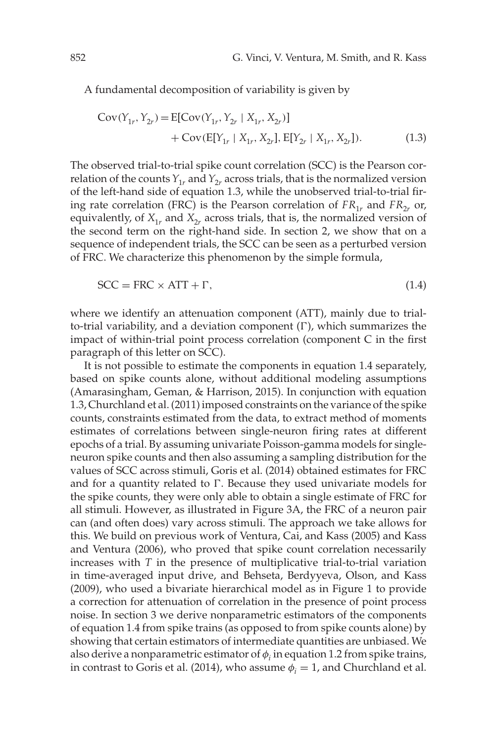A fundamental decomposition of variability is given by

$$\begin{aligned}\text{Cov}(Y_{1r}, Y_{2r}) = &\text{E}[\text{Cov}(Y_{1r}, Y_{2r} \mid X_{1r}, X_{2r})] \\ &+ \text{Cov}(\text{E}[Y_{1r} \mid X_{1r}, X_{2r}], \text{E}[Y_{2r} \mid X_{1r}, X_{2r}]).\end{aligned} \tag{1.3}$$

The observed trial-to-trial spike count correlation (SCC) is the Pearson correlation of the counts $Y_{1r}$ and $Y_{2r}$ across trials, that is the normalized version of the left-hand side of equation 1.3, while the unobserved trial-to-trial firing rate correlation (FRC) is the Pearson correlation of $FR_{1r}$ and $FR_{2r}$ or, equivalently, of $X_{1r}$ and $X_{2r}$ across trials, that is, the normalized version of the second term on the right-hand side. In section 2, we show that on a sequence of independent trials, the SCC can be seen as a perturbed version of FRC. We characterize this phenomenon by the simple formula,

$$\text{SCC} = \text{FRC} \times \text{ATT} + \Gamma, \tag{1.4}$$

where we identify an attenuation component (ATT), mainly due to trial-to-trial variability, and a deviation component ($\Gamma$), which summarizes the impact of within-trial point process correlation (component C in the first paragraph of this letter on SCC).

It is not possible to estimate the components in equation 1.4 separately, based on spike counts alone, without additional modeling assumptions (Amarasingham, Geman, & Harrison, 2015). In conjunction with equation 1.3, Churchland et al. (2011) imposed constraints on the variance of the spike counts, constraints estimated from the data, to extract method of moments estimates of correlations between single-neuron firing rates at different epochs of a trial. By assuming univariate Poisson-gamma models for single-neuron spike counts and then also assuming a sampling distribution for the values of SCC across stimuli, Goris et al. (2014) obtained estimates for FRC and for a quantity related to $\Gamma$. Because they used univariate models for the spike counts, they were only able to obtain a single estimate of FRC for all stimuli. However, as illustrated in Figure 3A, the FRC of a neuron pair can (and often does) vary across stimuli. The approach we take allows for this. We build on previous work of Ventura, Cai, and Kass (2005) and Kass and Ventura (2006), who proved that spike count correlation necessarily increases with $T$ in the presence of multiplicative trial-to-trial variation in time-averaged input drive, and Behseta, Berdyyeva, Olson, and Kass (2009), who used a bivariate hierarchical model as in Figure 1 to provide a correction for attenuation of correlation in the presence of point process noise. In section 3 we derive nonparametric estimators of the components of equation 1.4 from spike trains (as opposed to from spike counts alone) by showing that certain estimators of intermediate quantities are unbiased. We also derive a nonparametric estimator of $\phi_i$ in equation 1.2 from spike trains, in contrast to Goris et al. (2014), who assume $\phi_i = 1$, and Churchland et al.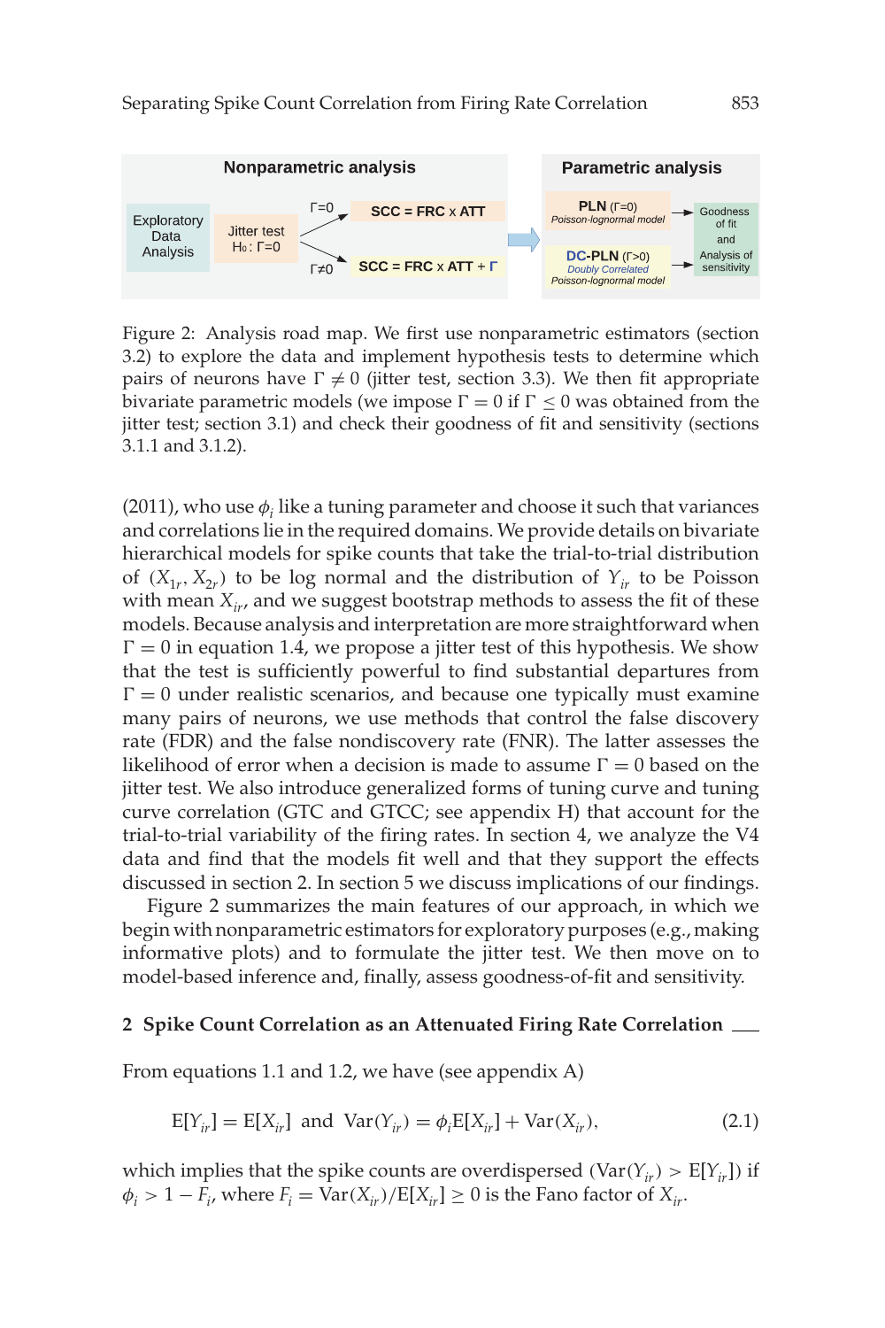Figure 2: Analysis road map. We first use nonparametric estimators (section 3.2) to explore the data and implement hypothesis tests to determine which pairs of neurons have $\Gamma \neq 0$ (jitter test, section 3.3). We then fit appropriate bivariate parametric models (we impose $\Gamma = 0$ if $\Gamma \leq 0$ was obtained from the jitter test; section 3.1) and check their goodness of fit and sensitivity (sections 3.1.1 and 3.1.2).

(2011), who use $\phi_i$ like a tuning parameter and choose it such that variances and correlations lie in the required domains. We provide details on bivariate hierarchical models for spike counts that take the trial-to-trial distribution of $(X_{1r}, X_{2r})$ to be log normal and the distribution of $Y_{ir}$ to be Poisson with mean $X_{ir}$, and we suggest bootstrap methods to assess the fit of these models. Because analysis and interpretation are more straightforward when $\Gamma = 0$ in equation 1.4, we propose a jitter test of this hypothesis. We show that the test is sufficiently powerful to find substantial departures from $\Gamma = 0$ under realistic scenarios, and because one typically must examine many pairs of neurons, we use methods that control the false discovery rate (FDR) and the false nondiscovery rate (FNR). The latter assesses the likelihood of error when a decision is made to assume $\Gamma = 0$ based on the jitter test. We also introduce generalized forms of tuning curve and tuning curve correlation (GTC and GTCC; see appendix H) that account for the trial-to-trial variability of the firing rates. In section 4, we analyze the V4 data and find that the models fit well and that they support the effects discussed in section 2. In section 5 we discuss implications of our findings.

Figure 2 summarizes the main features of our approach, in which we begin with nonparametric estimators for exploratory purposes (e.g., making informative plots) and to formulate the jitter test. We then move on to model-based inference and, finally, assess goodness-of-fit and sensitivity.

## 2 Spike Count Correlation as an Attenuated Firing Rate Correlation

From equations 1.1 and 1.2, we have (see appendix A)

$$\mathrm{E}[Y_{ir}] = \mathrm{E}[X_{ir}] \text{ and } \mathrm{Var}(Y_{ir}) = \phi_i \mathrm{E}[X_{ir}] + \mathrm{Var}(X_{ir}), \tag{2.1}$$

which implies that the spike counts are overdispersed ($\mathrm{Var}(Y_{ir}) > \mathrm{E}[Y_{ir}]$) if $\phi_i > 1 - F_i$, where $F_i = \mathrm{Var}(X_{ir})/\mathrm{E}[X_{ir}] \geq 0$ is the Fano factor of $X_{ir}$.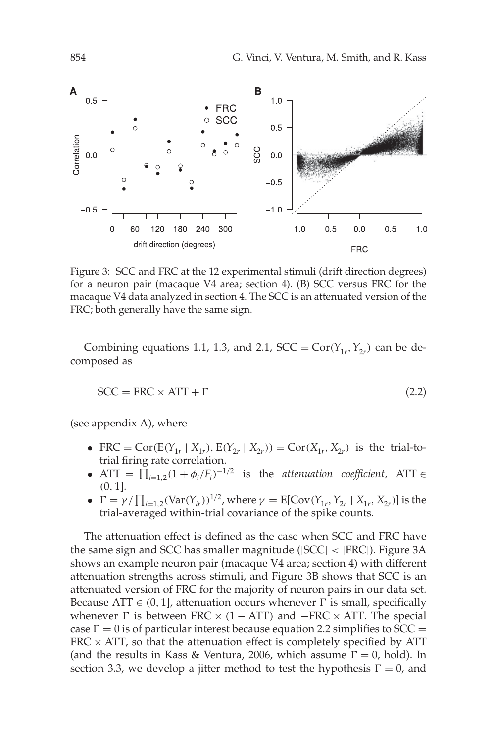Figure 3: SCC and FRC at the 12 experimental stimuli (drift direction degrees) for a neuron pair (macaque V4 area; section 4). (B) SCC versus FRC for the macaque V4 data analyzed in section 4. The SCC is an attenuated version of the FRC; both generally have the same sign.

Combining equations 1.1, 1.3, and 2.1, $\text{SCC} = \text{Cor}(Y_{1r}, Y_{2r})$ can be decomposed as

$$\text{SCC} = \text{FRC} \times \text{ATT} + \Gamma \tag{2.2}$$

(see appendix A), where

- $\text{FRC} = \text{Cor}(\text{E}(Y_{1r} \mid X_{1r}), \text{E}(Y_{2r} \mid X_{2r})) = \text{Cor}(X_{1r}, X_{2r})$ is the trial-to-trial firing rate correlation.
- $\text{ATT} = \prod_{i=1,2}(1 + \phi_i/F_i)^{-1/2}$ is the *attenuation coefficient*, $\text{ATT} \in (0, 1]$.
- $\Gamma = \gamma / \prod_{i=1,2}(\text{Var}(Y_{ir}))^{1/2}$, where $\gamma = \text{E}[\text{Cov}(Y_{1r}, Y_{2r} \mid X_{1r}, X_{2r})]$ is the trial-averaged within-trial covariance of the spike counts.

The attenuation effect is defined as the case when SCC and FRC have the same sign and SCC has smaller magnitude ($|\text{SCC}| < |\text{FRC}|$). Figure 3A shows an example neuron pair (macaque V4 area; section 4) with different attenuation strengths across stimuli, and Figure 3B shows that SCC is an attenuated version of FRC for the majority of neuron pairs in our data set. Because $\text{ATT} \in (0, 1]$, attenuation occurs whenever $\Gamma$ is small, specifically whenever $\Gamma$ is between $\text{FRC} \times (1 - \text{ATT})$ and $-\text{FRC} \times \text{ATT}$. The special case $\Gamma = 0$ is of particular interest because equation 2.2 simplifies to $\text{SCC} = \text{FRC} \times \text{ATT}$, so that the attenuation effect is completely specified by ATT (and the results in Kass & Ventura, 2006, which assume $\Gamma = 0$, hold). In section 3.3, we develop a jitter method to test the hypothesis $\Gamma = 0$, and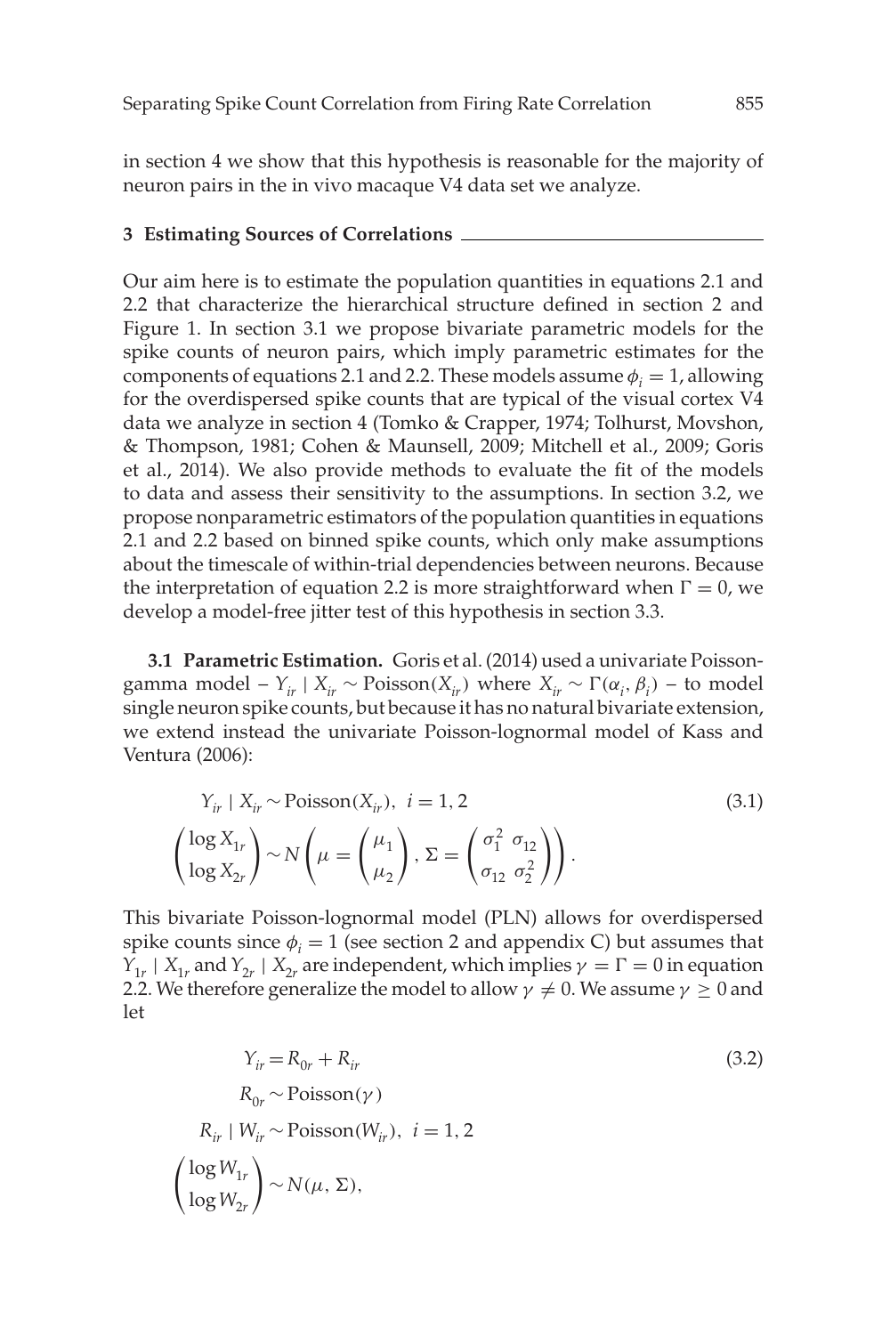in section 4 we show that this hypothesis is reasonable for the majority of neuron pairs in the in vivo macaque V4 data set we analyze.

## 3 Estimating Sources of Correlations

Our aim here is to estimate the population quantities in equations 2.1 and 2.2 that characterize the hierarchical structure defined in section 2 and Figure 1. In section 3.1 we propose bivariate parametric models for the spike counts of neuron pairs, which imply parametric estimates for the components of equations 2.1 and 2.2. These models assume $\phi_i = 1$, allowing for the overdispersed spike counts that are typical of the visual cortex V4 data we analyze in section 4 (Tomko & Crapper, 1974; Tolhurst, Movshon, & Thompson, 1981; Cohen & Maunsell, 2009; Mitchell et al., 2009; Goris et al., 2014). We also provide methods to evaluate the fit of the models to data and assess their sensitivity to the assumptions. In section 3.2, we propose nonparametric estimators of the population quantities in equations 2.1 and 2.2 based on binned spike counts, which only make assumptions about the timescale of within-trial dependencies between neurons. Because the interpretation of equation 2.2 is more straightforward when $\Gamma = 0$, we develop a model-free jitter test of this hypothesis in section 3.3.

**3.1 Parametric Estimation.** Goris et al. (2014) used a univariate Poisson-gamma model – $Y_{ir} \mid X_{ir} \sim \text{Poisson}(X_{ir})$ where $X_{ir} \sim \Gamma(\alpha_i, \beta_i)$ – to model single neuron spike counts, but because it has no natural bivariate extension, we extend instead the univariate Poisson-lognormal model of Kass and Ventura (2006):

$$
\begin{aligned}
&Y_{ir} \mid X_{ir} \sim \text{Poisson}(X_{ir}), \ \ i = 1, 2 \\
&\begin{pmatrix} \log X_{1r} \\ \log X_{2r} \end{pmatrix} \sim N\left( \mu = \begin{pmatrix} \mu_1 \\ \mu_2 \end{pmatrix}, \Sigma = \begin{pmatrix} \sigma_1^2 & \sigma_{12} \\ \sigma_{12} & \sigma_2^2 \end{pmatrix} \right).
\end{aligned} \tag{3.1}
$$

This bivariate Poisson-lognormal model (PLN) allows for overdispersed spike counts since $\phi_i = 1$ (see section 2 and appendix C) but assumes that $Y_{1r} \mid X_{1r}$ and $Y_{2r} \mid X_{2r}$ are independent, which implies $\gamma = \Gamma = 0$ in equation 2.2. We therefore generalize the model to allow $\gamma \neq 0$. We assume $\gamma \geq 0$ and let

$$
\begin{aligned}
&Y_{ir} = R_{0r} + R_{ir} \\
&R_{0r} \sim \text{Poisson}(\gamma) \\
&R_{ir} \mid W_{ir} \sim \text{Poisson}(W_{ir}), \ \ i = 1, 2 \\
&\begin{pmatrix} \log W_{1r} \\ \log W_{2r} \end{pmatrix} \sim N(\mu, \Sigma),
\end{aligned} \tag{3.2}
$$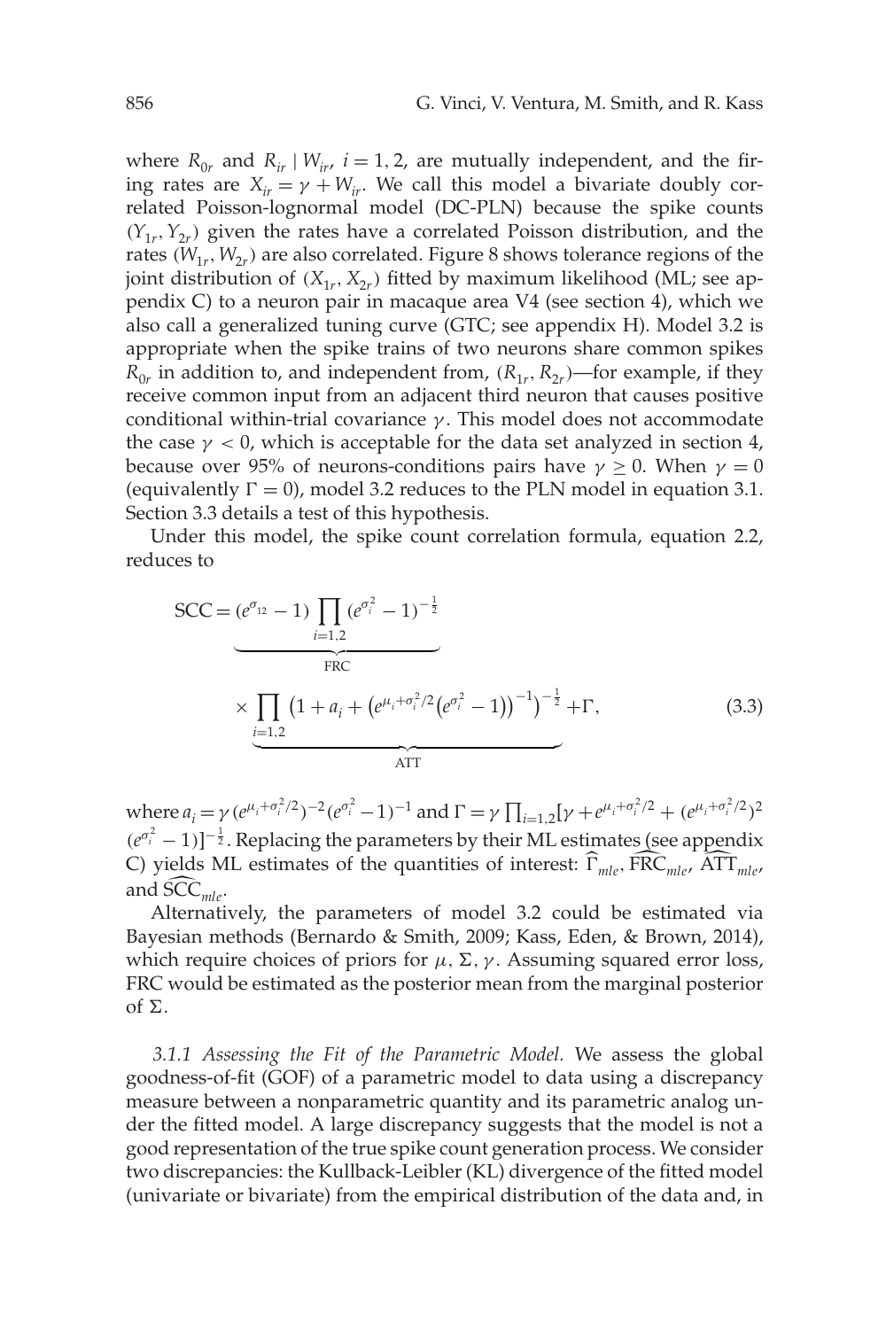where $R_{0r}$ and $R_{ir} \mid W_{ir}$, $i = 1, 2$, are mutually independent, and the firing rates are $X_{ir} = \gamma + W_{ir}$. We call this model a bivariate doubly correlated Poisson-lognormal model (DC-PLN) because the spike counts $(Y_{1r}, Y_{2r})$ given the rates have a correlated Poisson distribution, and the rates $(W_{1r}, W_{2r})$ are also correlated. Figure 8 shows tolerance regions of the joint distribution of $(X_{1r}, X_{2r})$ fitted by maximum likelihood (ML; see appendix C) to a neuron pair in macaque area V4 (see section 4), which we also call a generalized tuning curve (GTC; see appendix H). Model 3.2 is appropriate when the spike trains of two neurons share common spikes $R_{0r}$ in addition to, and independent from, $(R_{1r}, R_{2r})$—for example, if they receive common input from an adjacent third neuron that causes positive conditional within-trial covariance $\gamma$. This model does not accommodate the case $\gamma < 0$, which is acceptable for the data set analyzed in section 4, because over 95% of neurons-conditions pairs have $\gamma \geq 0$. When $\gamma = 0$ (equivalently $\Gamma = 0$), model 3.2 reduces to the PLN model in equation 3.1. Section 3.3 details a test of this hypothesis.

Under this model, the spike count correlation formula, equation 2.2, reduces to

$$
\begin{aligned}
\mathrm{SCC} = & \underbrace{(e^{\sigma_{12}} - 1) \prod_{i=1,2} (e^{\sigma_i^2} - 1)^{-\frac{1}{2}}}_{\mathrm{FRC}} \\
& \times \underbrace{\prod_{i=1,2} \left(1 + a_i + \left(e^{\mu_i + \sigma_i^2/2}\left(e^{\sigma_i^2} - 1\right)\right)^{-1}\right)^{-\frac{1}{2}}}_{\mathrm{ATT}} + \Gamma,
\end{aligned}
\tag{3.3}
$$

where $a_i = \gamma\,(e^{\mu_i + \sigma_i^2/2})^{-2}(e^{\sigma_i^2} - 1)^{-1}$ and $\Gamma = \gamma \prod_{i=1,2}[\gamma + e^{\mu_i + \sigma_i^2/2} + (e^{\mu_i + \sigma_i^2/2})^2 (e^{\sigma_i^2} - 1)]^{-\frac{1}{2}}$. Replacing the parameters by their ML estimates (see appendix C) yields ML estimates of the quantities of interest: $\widehat{\Gamma}_{mle}$, $\widehat{\mathrm{FRC}}_{mle}$, $\widehat{\mathrm{ATT}}_{mle}$, and $\widehat{\mathrm{SCC}}_{mle}$.

Alternatively, the parameters of model 3.2 could be estimated via Bayesian methods (Bernardo & Smith, 2009; Kass, Eden, & Brown, 2014), which require choices of priors for $\mu$, $\Sigma$, $\gamma$. Assuming squared error loss, FRC would be estimated as the posterior mean from the marginal posterior of $\Sigma$.

*3.1.1 Assessing the Fit of the Parametric Model.* We assess the global goodness-of-fit (GOF) of a parametric model to data using a discrepancy measure between a nonparametric quantity and its parametric analog under the fitted model. A large discrepancy suggests that the model is not a good representation of the true spike count generation process. We consider two discrepancies: the Kullback-Leibler (KL) divergence of the fitted model (univariate or bivariate) from the empirical distribution of the data and, in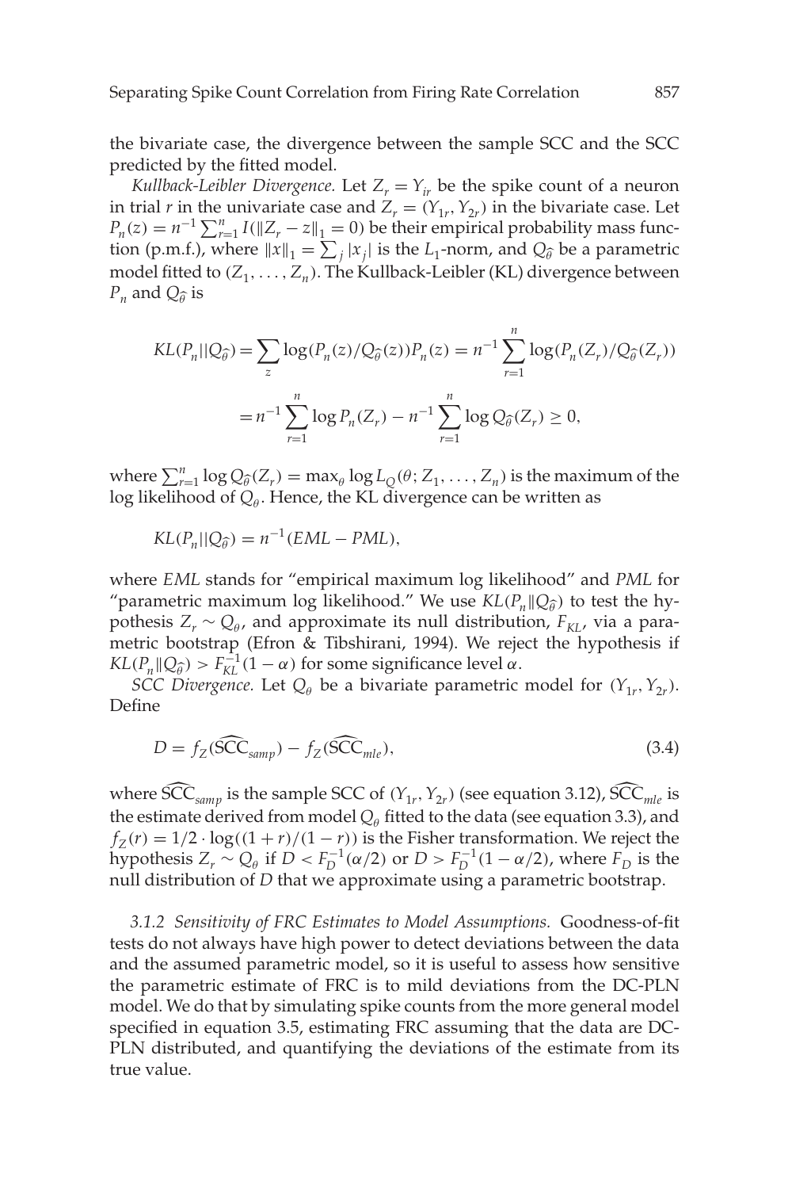the bivariate case, the divergence between the sample SCC and the SCC predicted by the fitted model.

*Kullback-Leibler Divergence.* Let $Z_r = Y_{ir}$ be the spike count of a neuron in trial $r$ in the univariate case and $Z_r = (Y_{1r}, Y_{2r})$ in the bivariate case. Let $P_n(z) = n^{-1}\sum_{r=1}^{n} I(\|Z_r - z\|_1 = 0)$ be their empirical probability mass function (p.m.f.), where $\|x\|_1 = \sum_j |x_j|$ is the $L_1$-norm, and $Q_{\widehat{\theta}}$ be a parametric model fitted to $(Z_1, \ldots, Z_n)$. The Kullback-Leibler (KL) divergence between $P_n$ and $Q_{\widehat{\theta}}$ is

$$
\begin{aligned}
KL(P_n||Q_{\widehat{\theta}}) &= \sum_z \log(P_n(z)/Q_{\widehat{\theta}}(z))P_n(z) = n^{-1}\sum_{r=1}^{n}\log(P_n(Z_r)/Q_{\widehat{\theta}}(Z_r)) \\
&= n^{-1}\sum_{r=1}^{n}\log P_n(Z_r) - n^{-1}\sum_{r=1}^{n}\log Q_{\widehat{\theta}}(Z_r) \geq 0,
\end{aligned}
$$

where $\sum_{r=1}^{n}\log Q_{\widehat{\theta}}(Z_r) = \max_\theta \log L_Q(\theta; Z_1, \ldots, Z_n)$ is the maximum of the log likelihood of $Q_\theta$. Hence, the KL divergence can be written as

$$
KL(P_n||Q_{\widehat{\theta}}) = n^{-1}(EML - PML),
$$

where *EML* stands for "empirical maximum log likelihood" and *PML* for "parametric maximum log likelihood." We use $KL(P_n\|Q_{\widehat{\theta}})$ to test the hypothesis $Z_r \sim Q_\theta$, and approximate its null distribution, $F_{KL}$, via a parametric bootstrap (Efron & Tibshirani, 1994). We reject the hypothesis if $KL(P_n\|Q_{\widehat{\theta}}) > F_{KL}^{-1}(1-\alpha)$ for some significance level $\alpha$.

*SCC Divergence.* Let $Q_\theta$ be a bivariate parametric model for $(Y_{1r}, Y_{2r})$. Define

$$
D = f_Z(\widehat{\text{SCC}}_{samp}) - f_Z(\widehat{\text{SCC}}_{mle}), \tag{3.4}
$$

where $\widehat{\text{SCC}}_{samp}$ is the sample SCC of $(Y_{1r}, Y_{2r})$ (see equation 3.12), $\widehat{\text{SCC}}_{mle}$ is the estimate derived from model $Q_\theta$ fitted to the data (see equation 3.3), and $f_Z(r) = 1/2 \cdot \log((1+r)/(1-r))$ is the Fisher transformation. We reject the hypothesis $Z_r \sim Q_\theta$ if $D < F_D^{-1}(\alpha/2)$ or $D > F_D^{-1}(1-\alpha/2)$, where $F_D$ is the null distribution of $D$ that we approximate using a parametric bootstrap.

*3.1.2 Sensitivity of FRC Estimates to Model Assumptions.* Goodness-of-fit tests do not always have high power to detect deviations between the data and the assumed parametric model, so it is useful to assess how sensitive the parametric estimate of FRC is to mild deviations from the DC-PLN model. We do that by simulating spike counts from the more general model specified in equation 3.5, estimating FRC assuming that the data are DC-PLN distributed, and quantifying the deviations of the estimate from its true value.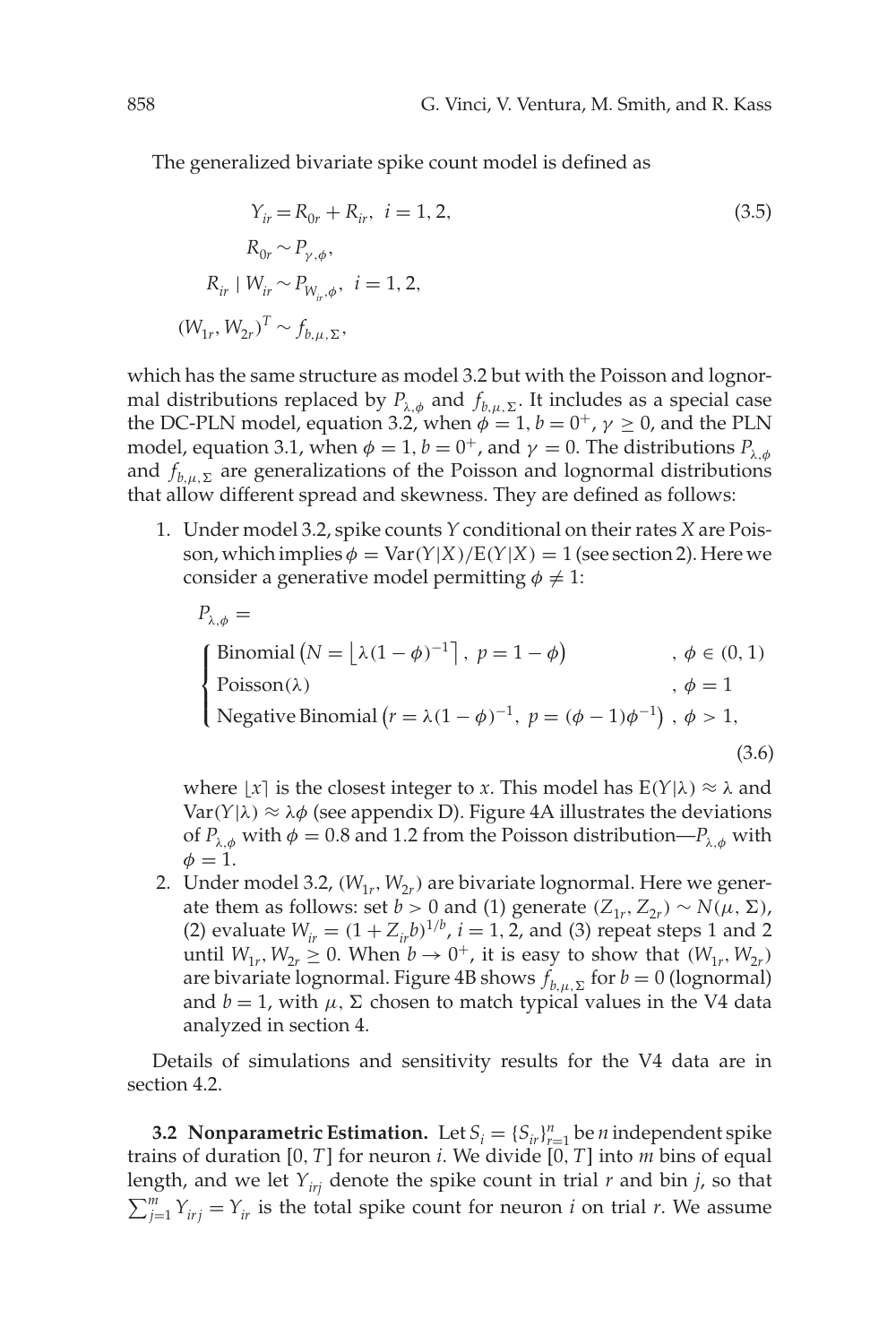The generalized bivariate spike count model is defined as

$$
\begin{aligned}
Y_{ir} &= R_{0r} + R_{ir}, \ \ i = 1, 2, \\
R_{0r} &\sim P_{\gamma,\phi}, \\
R_{ir} \mid W_{ir} &\sim P_{W_{ir},\phi}, \ \ i = 1, 2, \\
(W_{1r}, W_{2r})^T &\sim f_{b,\mu,\Sigma},
\end{aligned}
\tag{3.5}
$$

which has the same structure as model 3.2 but with the Poisson and lognormal distributions replaced by $P_{\lambda,\phi}$ and $f_{b,\mu,\Sigma}$. It includes as a special case the DC-PLN model, equation 3.2, when $\phi = 1$, $b = 0^+$, $\gamma \geq 0$, and the PLN model, equation 3.1, when $\phi = 1$, $b = 0^+$, and $\gamma = 0$. The distributions $P_{\lambda,\phi}$ and $f_{b,\mu,\Sigma}$ are generalizations of the Poisson and lognormal distributions that allow different spread and skewness. They are defined as follows:

1. Under model 3.2, spike counts $Y$ conditional on their rates $X$ are Poisson, which implies $\phi = \text{Var}(Y|X)/\text{E}(Y|X) = 1$ (see section 2). Here we consider a generative model permitting $\phi \neq 1$:

$$
P_{\lambda,\phi} =
\begin{cases}
\text{Binomial}\left(N = \lfloor \lambda(1-\phi)^{-1} \rceil, \ p = 1 - \phi\right) & , \ \phi \in (0, 1) \\
\text{Poisson}(\lambda) & , \ \phi = 1 \\
\text{Negative Binomial}\left(r = \lambda(1-\phi)^{-1}, \ p = (\phi - 1)\phi^{-1}\right) & , \ \phi > 1,
\end{cases}
\tag{3.6}
$$

   where $\lfloor x \rceil$ is the closest integer to $x$. This model has $\text{E}(Y|\lambda) \approx \lambda$ and $\text{Var}(Y|\lambda) \approx \lambda\phi$ (see appendix D). Figure 4A illustrates the deviations of $P_{\lambda,\phi}$ with $\phi = 0.8$ and 1.2 from the Poisson distribution—$P_{\lambda,\phi}$ with $\phi = 1$.

2. Under model 3.2, $(W_{1r}, W_{2r})$ are bivariate lognormal. Here we generate them as follows: set $b > 0$ and (1) generate $(Z_{1r}, Z_{2r}) \sim N(\mu, \Sigma)$, (2) evaluate $W_{ir} = (1 + Z_{ir}b)^{1/b}$, $i = 1, 2$, and (3) repeat steps 1 and 2 until $W_{1r}, W_{2r} \geq 0$. When $b \to 0^+$, it is easy to show that $(W_{1r}, W_{2r})$ are bivariate lognormal. Figure 4B shows $f_{b,\mu,\Sigma}$ for $b = 0$ (lognormal) and $b = 1$, with $\mu$, $\Sigma$ chosen to match typical values in the V4 data analyzed in section 4.

Details of simulations and sensitivity results for the V4 data are in section 4.2.

**3.2 Nonparametric Estimation.** Let $S_i = \{S_{ir}\}_{r=1}^{n}$ be $n$ independent spike trains of duration $[0, T]$ for neuron $i$. We divide $[0, T]$ into $m$ bins of equal length, and we let $Y_{irj}$ denote the spike count in trial $r$ and bin $j$, so that $\sum_{j=1}^{m} Y_{irj} = Y_{ir}$ is the total spike count for neuron $i$ on trial $r$. We assume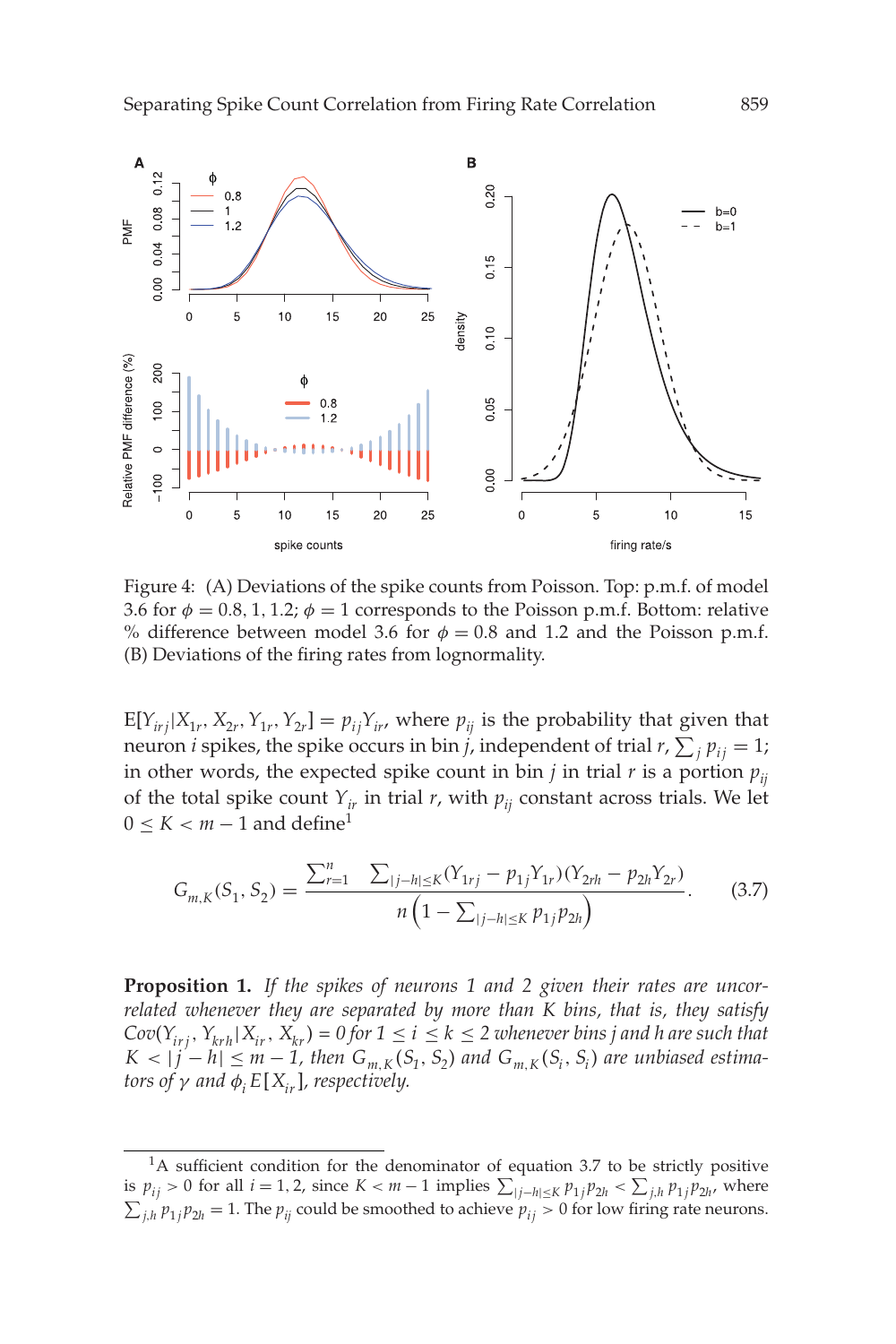Figure 4: (A) Deviations of the spike counts from Poisson. Top: p.m.f. of model 3.6 for $\phi = 0.8, 1, 1.2$; $\phi = 1$ corresponds to the Poisson p.m.f. Bottom: relative % difference between model 3.6 for $\phi = 0.8$ and 1.2 and the Poisson p.m.f. (B) Deviations of the firing rates from lognormality.

$E[Y_{irj}|X_{1r}, X_{2r}, Y_{1r}, Y_{2r}] = p_{ij}Y_{ir}$, where $p_{ij}$ is the probability that given that neuron $i$ spikes, the spike occurs in bin $j$, independent of trial $r$, $\sum_j p_{ij} = 1$; in other words, the expected spike count in bin $j$ in trial $r$ is a portion $p_{ij}$ of the total spike count $Y_{ir}$ in trial $r$, with $p_{ij}$ constant across trials. We let $0 \leq K < m - 1$ and define[1]

$$G_{m,K}(S_1, S_2) = \frac{\sum_{r=1}^{n} \sum_{|j-h|\leq K}(Y_{1rj} - p_{1j}Y_{1r})(Y_{2rh} - p_{2h}Y_{2r})}{n\left(1 - \sum_{|j-h|\leq K} p_{1j}p_{2h}\right)}. \tag{3.7}$$

**Proposition 1.** *If the spikes of neurons 1 and 2 given their rates are uncorrelated whenever they are separated by more than K bins, that is, they satisfy* $Cov(Y_{irj}, Y_{krh}|X_{ir}, X_{kr}) = 0$ *for* $1 \leq i \leq k \leq 2$ *whenever bins j and h are such that* $K < |j - h| \leq m - 1$*, then* $G_{m,K}(S_1, S_2)$ *and* $G_{m,K}(S_i, S_i)$ *are unbiased estimators of* $\gamma$ *and* $\phi_i E[X_{ir}]$*, respectively.*

[1] A sufficient condition for the denominator of equation 3.7 to be strictly positive is $p_{ij} > 0$ for all $i = 1, 2$, since $K < m - 1$ implies $\sum_{|j-h|\leq K} p_{1j}p_{2h} < \sum_{j,h} p_{1j}p_{2h}$, where $\sum_{j,h} p_{1j}p_{2h} = 1$. The $p_{ij}$ could be smoothed to achieve $p_{ij} > 0$ for low firing rate neurons.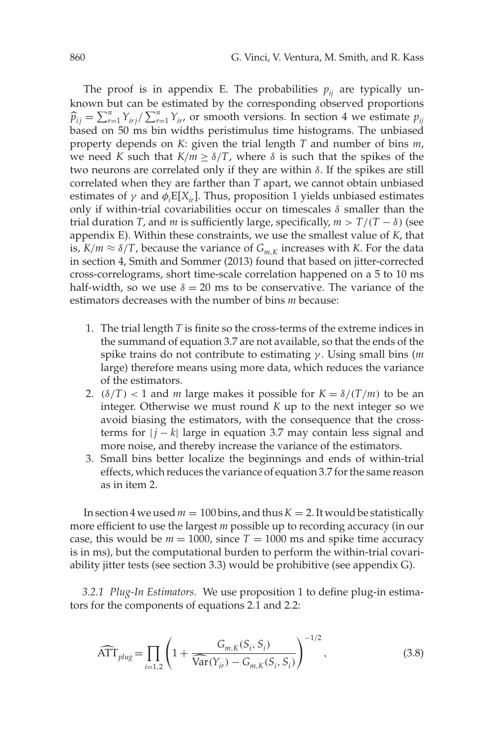The proof is in appendix E. The probabilities $p_{ij}$ are typically unknown but can be estimated by the corresponding observed proportions $\widehat{p}_{ij} = \sum_{r=1}^{n} Y_{irj} / \sum_{r=1}^{n} Y_{ir}$, or smooth versions. In section 4 we estimate $p_{ij}$ based on 50 ms bin widths peristimulus time histograms. The unbiased property depends on $K$: given the trial length $T$ and number of bins $m$, we need $K$ such that $K/m \geq \delta/T$, where $\delta$ is such that the spikes of the two neurons are correlated only if they are within $\delta$. If the spikes are still correlated when they are farther than $T$ apart, we cannot obtain unbiased estimates of $\gamma$ and $\phi_i \mathrm{E}[X_{ir}]$. Thus, proposition 1 yields unbiased estimates only if within-trial covariabilities occur on timescales $\delta$ smaller than the trial duration $T$, and $m$ is sufficiently large, specifically, $m > T/(T-\delta)$ (see appendix E). Within these constraints, we use the smallest value of $K$, that is, $K/m \approx \delta/T$, because the variance of $G_{m,K}$ increases with $K$. For the data in section 4, Smith and Sommer (2013) found that based on jitter-corrected cross-correlograms, short time-scale correlation happened on a 5 to 10 ms half-width, so we use $\delta = 20$ ms to be conservative. The variance of the estimators decreases with the number of bins $m$ because:

1. The trial length $T$ is finite so the cross-terms of the extreme indices in the summand of equation 3.7 are not available, so that the ends of the spike trains do not contribute to estimating $\gamma$. Using small bins ($m$ large) therefore means using more data, which reduces the variance of the estimators.
2. $(\delta/T) < 1$ and $m$ large makes it possible for $K = \delta/(T/m)$ to be an integer. Otherwise we must round $K$ up to the next integer so we avoid biasing the estimators, with the consequence that the cross-terms for $|j-k|$ large in equation 3.7 may contain less signal and more noise, and thereby increase the variance of the estimators.
3. Small bins better localize the beginnings and ends of within-trial effects, which reduces the variance of equation 3.7 for the same reason as in item 2.

In section 4 we used $m = 100$ bins, and thus $K = 2$. It would be statistically more efficient to use the largest $m$ possible up to recording accuracy (in our case, this would be $m = 1000$, since $T = 1000$ ms and spike time accuracy is in ms), but the computational burden to perform the within-trial covariability jitter tests (see section 3.3) would be prohibitive (see appendix G).

*3.2.1 Plug-In Estimators.* We use proposition 1 to define plug-in estimators for the components of equations 2.1 and 2.2:

$$\widehat{\mathrm{ATT}}_{plug} = \prod_{i=1,2} \left( 1 + \frac{G_{m,K}(S_i, S_i)}{\widehat{\mathrm{Var}}(Y_{ir}) - G_{m,K}(S_i, S_i)} \right)^{-1/2}, \tag{3.8}$$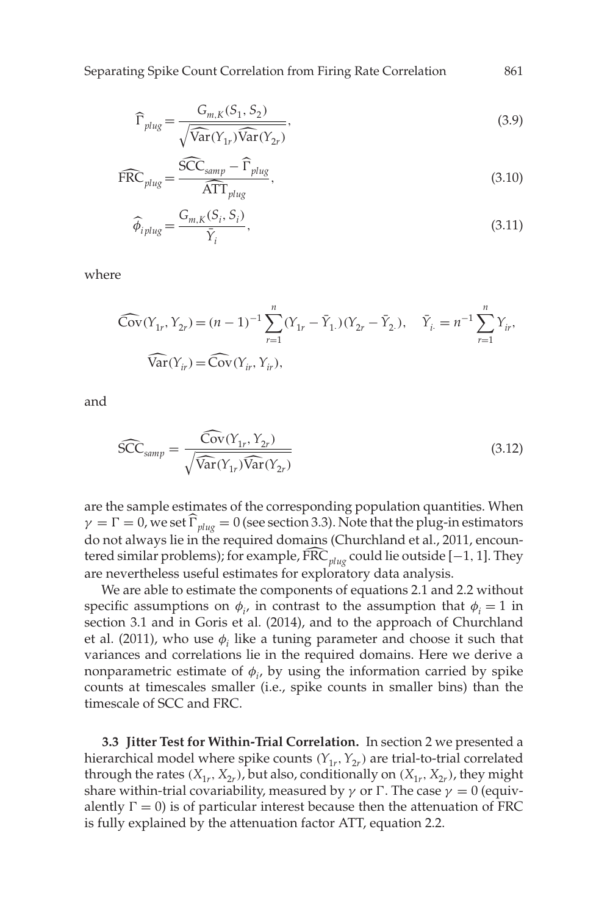$$\widehat{\Gamma}_{plug} = \frac{G_{m,K}(S_1, S_2)}{\sqrt{\widehat{\mathrm{Var}}(Y_{1r})\widehat{\mathrm{Var}}(Y_{2r})}}, \tag{3.9}$$

$$\widehat{\mathrm{FRC}}_{plug} = \frac{\widehat{\mathrm{SCC}}_{samp} - \widehat{\Gamma}_{plug}}{\widehat{\mathrm{ATT}}_{plug}}, \tag{3.10}$$

$$\widehat{\phi}_{i\,plug} = \frac{G_{m,K}(S_i, S_i)}{\bar{Y}_i}, \tag{3.11}$$

where

$$\widehat{\mathrm{Cov}}(Y_{1r}, Y_{2r}) = (n-1)^{-1}\sum_{r=1}^{n}(Y_{1r} - \bar{Y}_{1.})(Y_{2r} - \bar{Y}_{2.}), \quad \bar{Y}_{i.} = n^{-1}\sum_{r=1}^{n} Y_{ir},$$

$$\widehat{\mathrm{Var}}(Y_{ir}) = \widehat{\mathrm{Cov}}(Y_{ir}, Y_{ir}),$$

and

$$\widehat{\mathrm{SCC}}_{samp} = \frac{\widehat{\mathrm{Cov}}(Y_{1r}, Y_{2r})}{\sqrt{\widehat{\mathrm{Var}}(Y_{1r})\widehat{\mathrm{Var}}(Y_{2r})}} \tag{3.12}$$

are the sample estimates of the corresponding population quantities. When $\gamma = \Gamma = 0$, we set $\widehat{\Gamma}_{plug} = 0$ (see section 3.3). Note that the plug-in estimators do not always lie in the required domains (Churchland et al., 2011, encountered similar problems); for example, $\widehat{\mathrm{FRC}}_{plug}$ could lie outside $[-1, 1]$. They are nevertheless useful estimates for exploratory data analysis.

We are able to estimate the components of equations 2.1 and 2.2 without specific assumptions on $\phi_i$, in contrast to the assumption that $\phi_i = 1$ in section 3.1 and in Goris et al. (2014), and to the approach of Churchland et al. (2011), who use $\phi_i$ like a tuning parameter and choose it such that variances and correlations lie in the required domains. Here we derive a nonparametric estimate of $\phi_i$, by using the information carried by spike counts at timescales smaller (i.e., spike counts in smaller bins) than the timescale of SCC and FRC.

**3.3 Jitter Test for Within-Trial Correlation.** In section 2 we presented a hierarchical model where spike counts $(Y_{1r}, Y_{2r})$ are trial-to-trial correlated through the rates $(X_{1r}, X_{2r})$, but also, conditionally on $(X_{1r}, X_{2r})$, they might share within-trial covariability, measured by $\gamma$ or $\Gamma$. The case $\gamma = 0$ (equivalently $\Gamma = 0$) is of particular interest because then the attenuation of FRC is fully explained by the attenuation factor ATT, equation 2.2.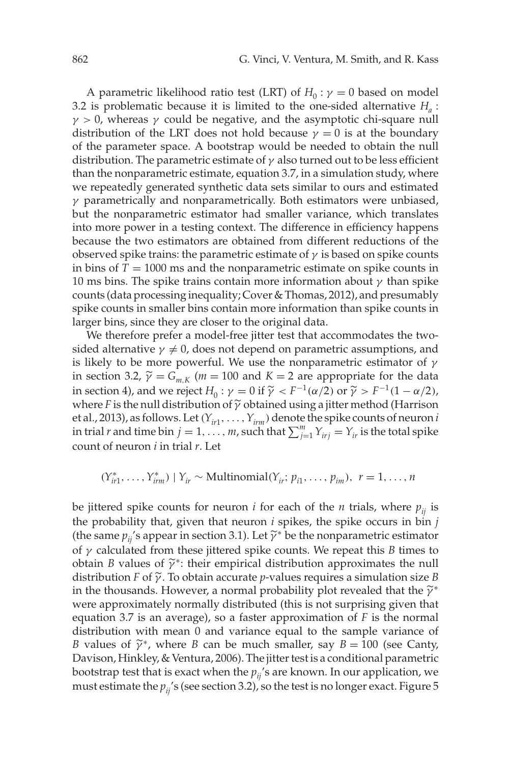A parametric likelihood ratio test (LRT) of $H_0 : \gamma = 0$ based on model 3.2 is problematic because it is limited to the one-sided alternative $H_a$ : $\gamma > 0$, whereas $\gamma$ could be negative, and the asymptotic chi-square null distribution of the LRT does not hold because $\gamma = 0$ is at the boundary of the parameter space. A bootstrap would be needed to obtain the null distribution. The parametric estimate of $\gamma$ also turned out to be less efficient than the nonparametric estimate, equation 3.7, in a simulation study, where we repeatedly generated synthetic data sets similar to ours and estimated $\gamma$ parametrically and nonparametrically. Both estimators were unbiased, but the nonparametric estimator had smaller variance, which translates into more power in a testing context. The difference in efficiency happens because the two estimators are obtained from different reductions of the observed spike trains: the parametric estimate of $\gamma$ is based on spike counts in bins of $T = 1000$ ms and the nonparametric estimate on spike counts in 10 ms bins. The spike trains contain more information about $\gamma$ than spike counts (data processing inequality; Cover & Thomas, 2012), and presumably spike counts in smaller bins contain more information than spike counts in larger bins, since they are closer to the original data.

We therefore prefer a model-free jitter test that accommodates the two-sided alternative $\gamma \neq 0$, does not depend on parametric assumptions, and is likely to be more powerful. We use the nonparametric estimator of $\gamma$ in section 3.2, $\widetilde{\gamma} = G_{m,K}$ ($m = 100$ and $K = 2$ are appropriate for the data in section 4), and we reject $H_0 : \gamma = 0$ if $\widetilde{\gamma} < F^{-1}(\alpha/2)$ or $\widetilde{\gamma} > F^{-1}(1 - \alpha/2)$, where $F$ is the null distribution of $\widetilde{\gamma}$ obtained using a jitter method (Harrison et al., 2013), as follows. Let $(Y_{ir1}, \ldots, Y_{irm})$ denote the spike counts of neuron $i$ in trial $r$ and time bin $j = 1, \ldots, m$, such that $\sum_{j=1}^{m} Y_{irj} = Y_{ir}$ is the total spike count of neuron $i$ in trial $r$. Let

$$(Y^*_{ir1}, \ldots, Y^*_{irm}) \mid Y_{ir} \sim \text{Multinomial}(Y_{ir}; p_{i1}, \ldots, p_{im}), \;\; r = 1, \ldots, n$$

be jittered spike counts for neuron $i$ for each of the $n$ trials, where $p_{ij}$ is the probability that, given that neuron $i$ spikes, the spike occurs in bin $j$ (the same $p_{ij}$'s appear in section 3.1). Let $\widetilde{\gamma}^*$ be the nonparametric estimator of $\gamma$ calculated from these jittered spike counts. We repeat this $B$ times to obtain $B$ values of $\widetilde{\gamma}^*$: their empirical distribution approximates the null distribution $F$ of $\widetilde{\gamma}$. To obtain accurate $p$-values requires a simulation size $B$ in the thousands. However, a normal probability plot revealed that the $\widetilde{\gamma}^*$ were approximately normally distributed (this is not surprising given that equation 3.7 is an average), so a faster approximation of $F$ is the normal distribution with mean 0 and variance equal to the sample variance of $B$ values of $\widetilde{\gamma}^*$, where $B$ can be much smaller, say $B = 100$ (see Canty, Davison, Hinkley, & Ventura, 2006). The jitter test is a conditional parametric bootstrap test that is exact when the $p_{ij}$'s are known. In our application, we must estimate the $p_{ij}$'s (see section 3.2), so the test is no longer exact. Figure 5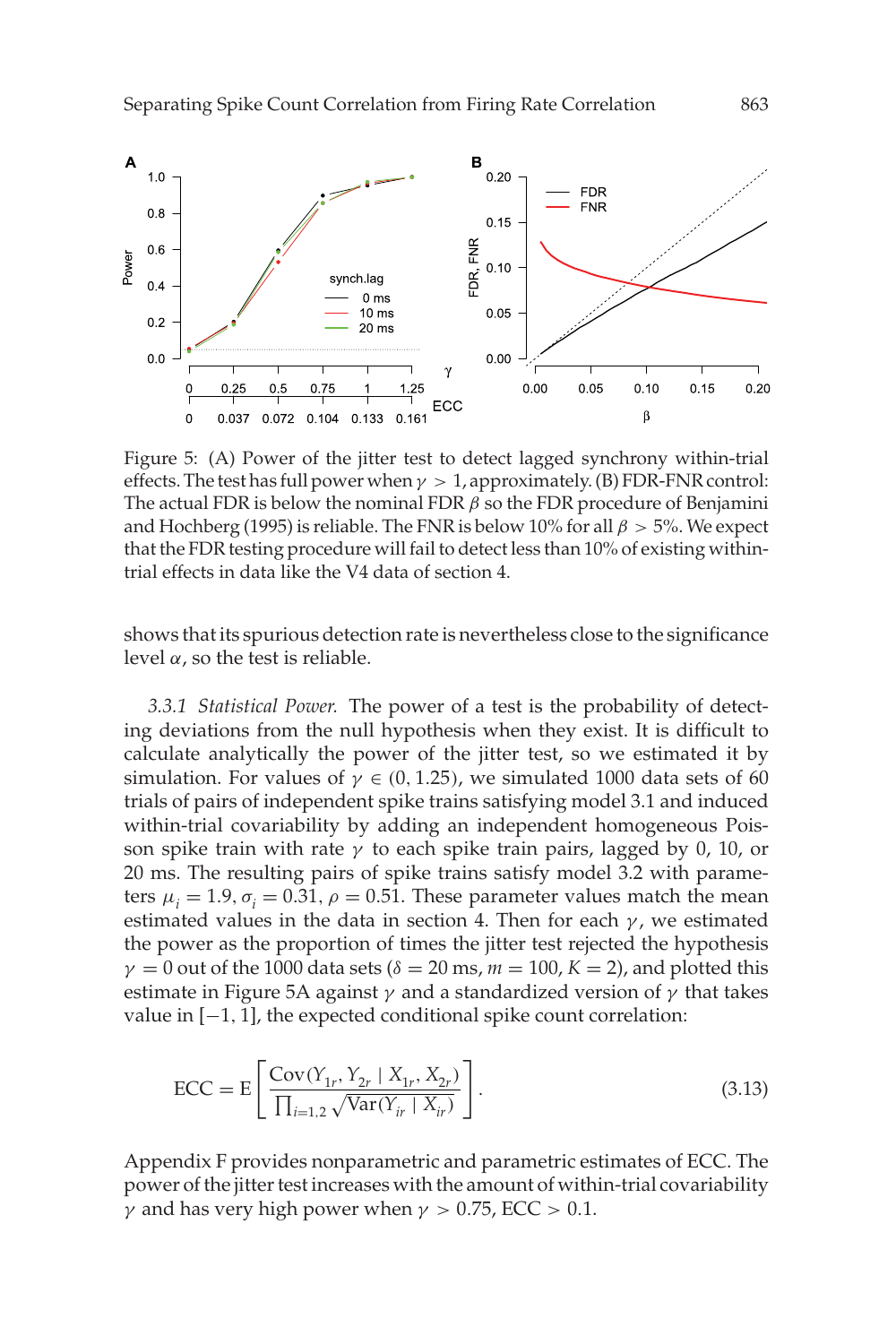Figure 5: (A) Power of the jitter test to detect lagged synchrony within-trial effects. The test has full power when $\gamma > 1$, approximately. (B) FDR-FNR control: The actual FDR is below the nominal FDR $\beta$ so the FDR procedure of Benjamini and Hochberg (1995) is reliable. The FNR is below 10% for all $\beta > 5\%$. We expect that the FDR testing procedure will fail to detect less than 10% of existing within-trial effects in data like the V4 data of section 4.

shows that its spurious detection rate is nevertheless close to the significance level $\alpha$, so the test is reliable.

*3.3.1 Statistical Power.* The power of a test is the probability of detecting deviations from the null hypothesis when they exist. It is difficult to calculate analytically the power of the jitter test, so we estimated it by simulation. For values of $\gamma \in (0, 1.25)$, we simulated 1000 data sets of 60 trials of pairs of independent spike trains satisfying model 3.1 and induced within-trial covariability by adding an independent homogeneous Poisson spike train with rate $\gamma$ to each spike train pairs, lagged by 0, 10, or 20 ms. The resulting pairs of spike trains satisfy model 3.2 with parameters $\mu_i = 1.9, \sigma_i = 0.31, \rho = 0.51$. These parameter values match the mean estimated values in the data in section 4. Then for each $\gamma$, we estimated the power as the proportion of times the jitter test rejected the hypothesis $\gamma = 0$ out of the 1000 data sets ($\delta = 20$ ms, $m = 100$, $K = 2$), and plotted this estimate in Figure 5A against $\gamma$ and a standardized version of $\gamma$ that takes value in $[-1, 1]$, the expected conditional spike count correlation:

$$\text{ECC} = \text{E}\left[\frac{\text{Cov}(Y_{1r}, Y_{2r} \mid X_{1r}, X_{2r})}{\prod_{i=1,2}\sqrt{\text{Var}(Y_{ir} \mid X_{ir})}}\right]. \tag{3.13}$$

Appendix F provides nonparametric and parametric estimates of ECC. The power of the jitter test increases with the amount of within-trial covariability $\gamma$ and has very high power when $\gamma > 0.75$, ECC $> 0.1$.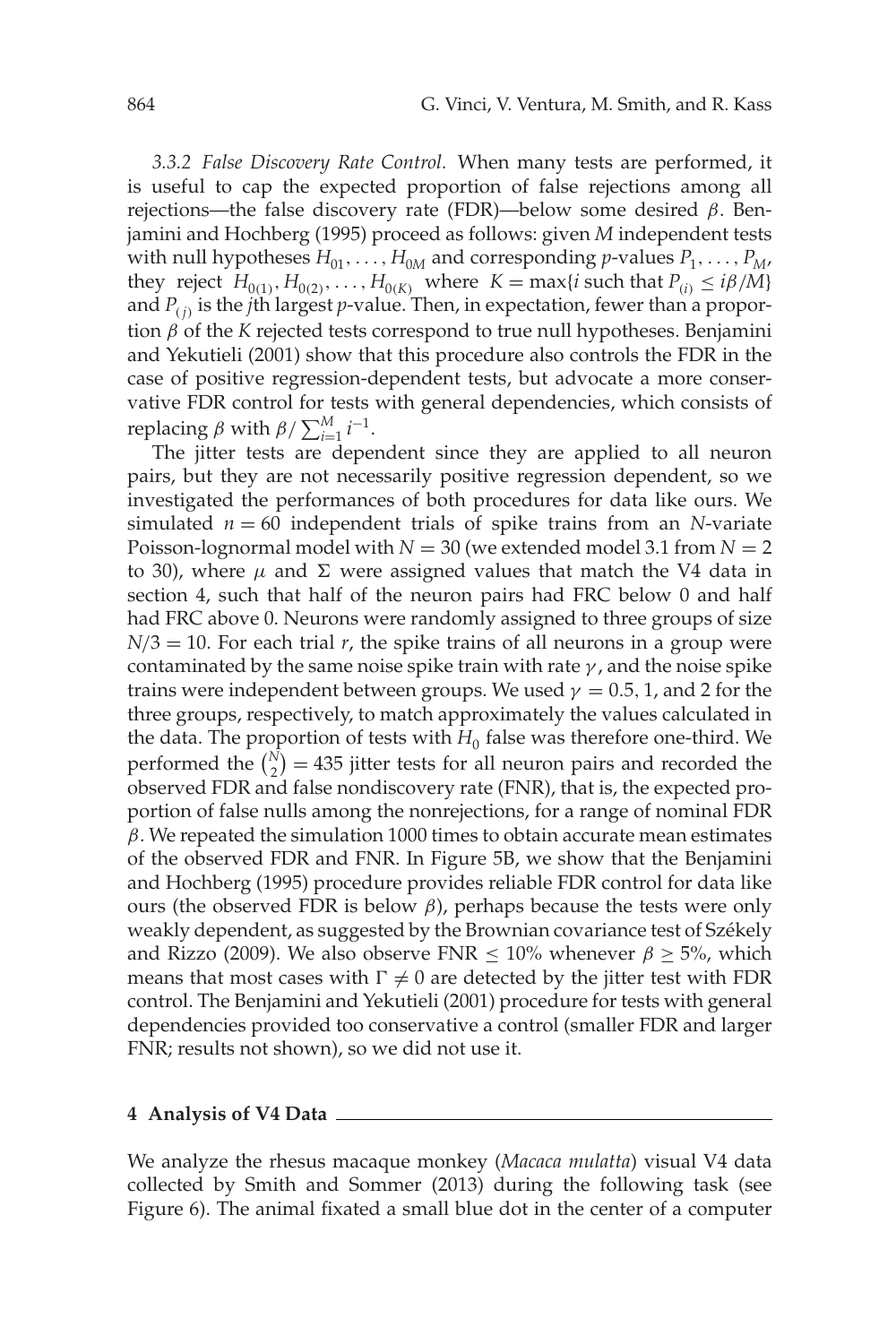*3.3.2 False Discovery Rate Control.* When many tests are performed, it is useful to cap the expected proportion of false rejections among all rejections—the false discovery rate (FDR)—below some desired $\beta$. Benjamini and Hochberg (1995) proceed as follows: given $M$ independent tests with null hypotheses $H_{01}, \ldots, H_{0M}$ and corresponding $p$-values $P_1, \ldots, P_M$, they reject $H_{0(1)}, H_{0(2)}, \ldots, H_{0(K)}$ where $K = \max\{i \text{ such that } P_{(i)} \leq i\beta/M\}$ and $P_{(j)}$ is the $j$th largest $p$-value. Then, in expectation, fewer than a proportion $\beta$ of the $K$ rejected tests correspond to true null hypotheses. Benjamini and Yekutieli (2001) show that this procedure also controls the FDR in the case of positive regression-dependent tests, but advocate a more conservative FDR control for tests with general dependencies, which consists of replacing $\beta$ with $\beta / \sum_{i=1}^{M} i^{-1}$.

The jitter tests are dependent since they are applied to all neuron pairs, but they are not necessarily positive regression dependent, so we investigated the performances of both procedures for data like ours. We simulated $n = 60$ independent trials of spike trains from an $N$-variate Poisson-lognormal model with $N = 30$ (we extended model 3.1 from $N = 2$ to 30), where $\mu$ and $\Sigma$ were assigned values that match the V4 data in section 4, such that half of the neuron pairs had FRC below 0 and half had FRC above 0. Neurons were randomly assigned to three groups of size $N/3 = 10$. For each trial $r$, the spike trains of all neurons in a group were contaminated by the same noise spike train with rate $\gamma$, and the noise spike trains were independent between groups. We used $\gamma = 0.5, 1$, and 2 for the three groups, respectively, to match approximately the values calculated in the data. The proportion of tests with $H_0$ false was therefore one-third. We performed the $\binom{N}{2} = 435$ jitter tests for all neuron pairs and recorded the observed FDR and false nondiscovery rate (FNR), that is, the expected proportion of false nulls among the nonrejections, for a range of nominal FDR $\beta$. We repeated the simulation 1000 times to obtain accurate mean estimates of the observed FDR and FNR. In Figure 5B, we show that the Benjamini and Hochberg (1995) procedure provides reliable FDR control for data like ours (the observed FDR is below $\beta$), perhaps because the tests were only weakly dependent, as suggested by the Brownian covariance test of Székely and Rizzo (2009). We also observe FNR $\leq 10\%$ whenever $\beta \geq 5\%$, which means that most cases with $\Gamma \neq 0$ are detected by the jitter test with FDR control. The Benjamini and Yekutieli (2001) procedure for tests with general dependencies provided too conservative a control (smaller FDR and larger FNR; results not shown), so we did not use it.

## 4 Analysis of V4 Data

We analyze the rhesus macaque monkey (*Macaca mulatta*) visual V4 data collected by Smith and Sommer (2013) during the following task (see Figure 6). The animal fixated a small blue dot in the center of a computer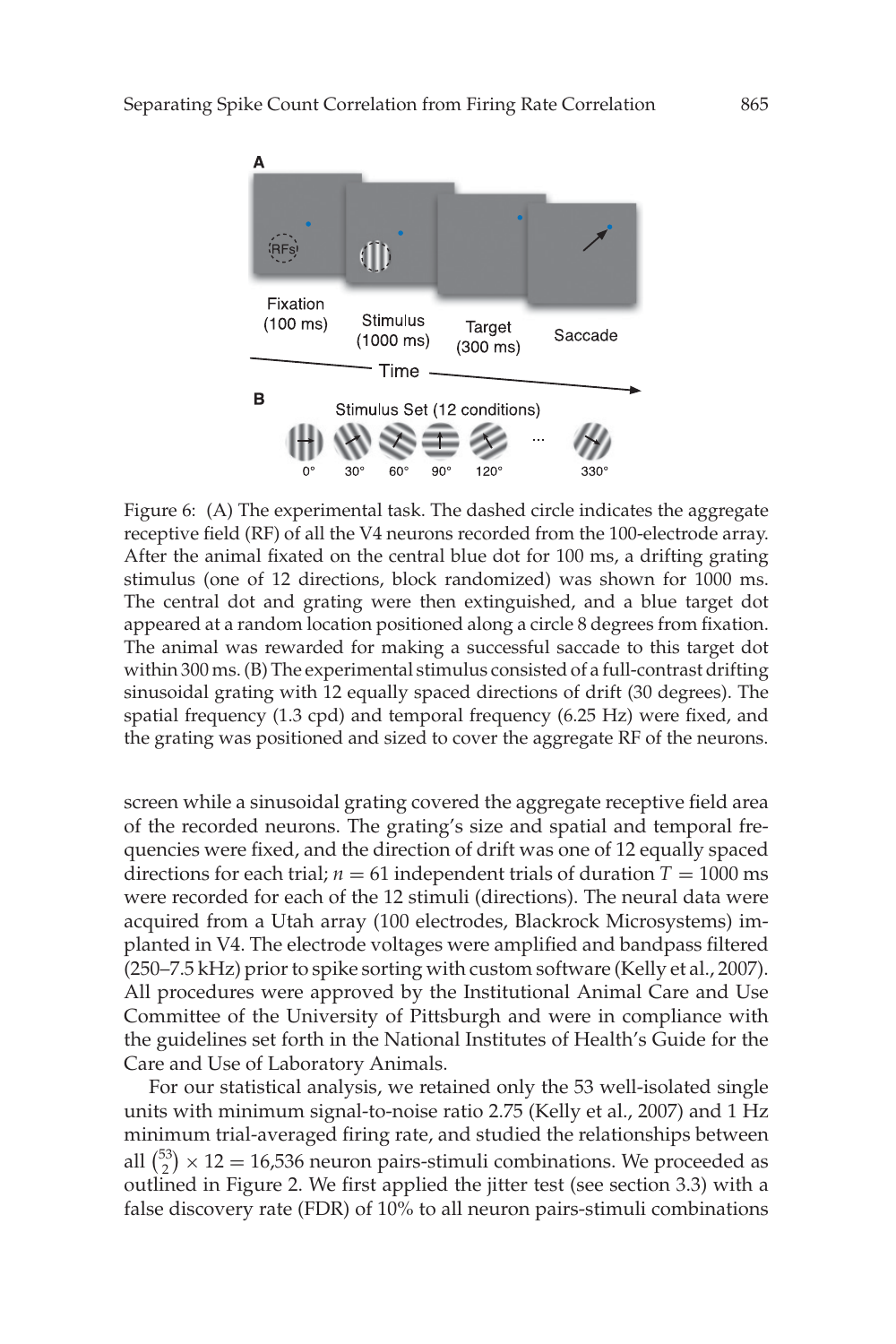Figure 6: (A) The experimental task. The dashed circle indicates the aggregate receptive field (RF) of all the V4 neurons recorded from the 100-electrode array. After the animal fixated on the central blue dot for 100 ms, a drifting grating stimulus (one of 12 directions, block randomized) was shown for 1000 ms. The central dot and grating were then extinguished, and a blue target dot appeared at a random location positioned along a circle 8 degrees from fixation. The animal was rewarded for making a successful saccade to this target dot within 300 ms. (B) The experimental stimulus consisted of a full-contrast drifting sinusoidal grating with 12 equally spaced directions of drift (30 degrees). The spatial frequency (1.3 cpd) and temporal frequency (6.25 Hz) were fixed, and the grating was positioned and sized to cover the aggregate RF of the neurons.

screen while a sinusoidal grating covered the aggregate receptive field area of the recorded neurons. The grating's size and spatial and temporal frequencies were fixed, and the direction of drift was one of 12 equally spaced directions for each trial; $n = 61$ independent trials of duration $T = 1000$ ms were recorded for each of the 12 stimuli (directions). The neural data were acquired from a Utah array (100 electrodes, Blackrock Microsystems) implanted in V4. The electrode voltages were amplified and bandpass filtered (250–7.5 kHz) prior to spike sorting with custom software (Kelly et al., 2007). All procedures were approved by the Institutional Animal Care and Use Committee of the University of Pittsburgh and were in compliance with the guidelines set forth in the National Institutes of Health's Guide for the Care and Use of Laboratory Animals.

For our statistical analysis, we retained only the 53 well-isolated single units with minimum signal-to-noise ratio 2.75 (Kelly et al., 2007) and 1 Hz minimum trial-averaged firing rate, and studied the relationships between all $\binom{53}{2} \times 12 = 16{,}536$ neuron pairs-stimuli combinations. We proceeded as outlined in Figure 2. We first applied the jitter test (see section 3.3) with a false discovery rate (FDR) of 10% to all neuron pairs-stimuli combinations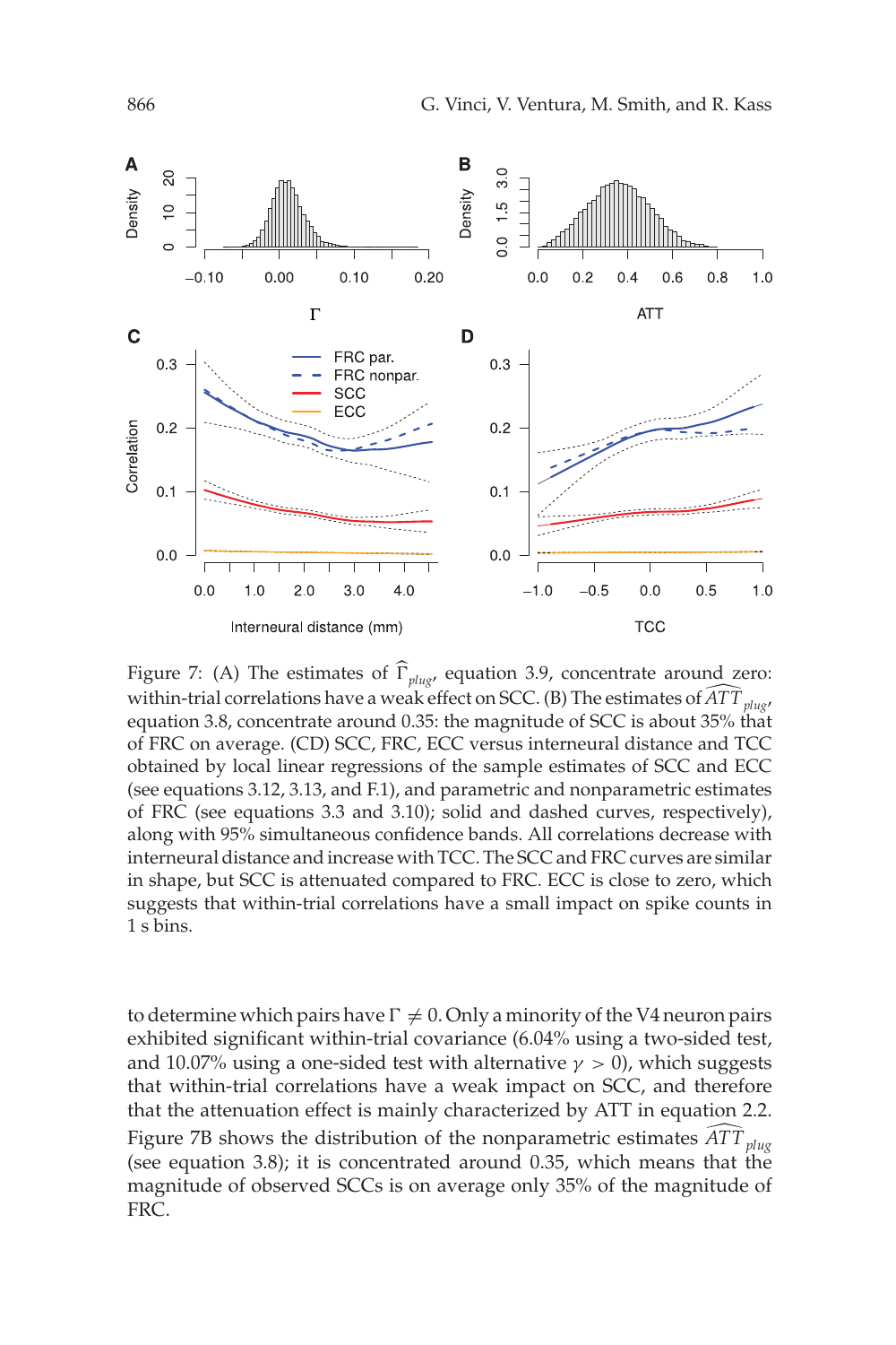Figure 7: (A) The estimates of $\widehat{\Gamma}_{plug}$, equation 3.9, concentrate around zero: within-trial correlations have a weak effect on SCC. (B) The estimates of $\widehat{ATT}_{plug}$, equation 3.8, concentrate around 0.35: the magnitude of SCC is about 35% that of FRC on average. (CD) SCC, FRC, ECC versus interneural distance and TCC obtained by local linear regressions of the sample estimates of SCC and ECC (see equations 3.12, 3.13, and F.1), and parametric and nonparametric estimates of FRC (see equations 3.3 and 3.10); solid and dashed curves, respectively), along with 95% simultaneous confidence bands. All correlations decrease with interneural distance and increase with TCC. The SCC and FRC curves are similar in shape, but SCC is attenuated compared to FRC. ECC is close to zero, which suggests that within-trial correlations have a small impact on spike counts in 1 s bins.

to determine which pairs have $\Gamma \neq 0$. Only a minority of the V4 neuron pairs exhibited significant within-trial covariance (6.04% using a two-sided test, and 10.07% using a one-sided test with alternative $\gamma > 0$), which suggests that within-trial correlations have a weak impact on SCC, and therefore that the attenuation effect is mainly characterized by ATT in equation 2.2. Figure 7B shows the distribution of the nonparametric estimates $\widehat{ATT}_{plug}$ (see equation 3.8); it is concentrated around 0.35, which means that the magnitude of observed SCCs is on average only 35% of the magnitude of FRC.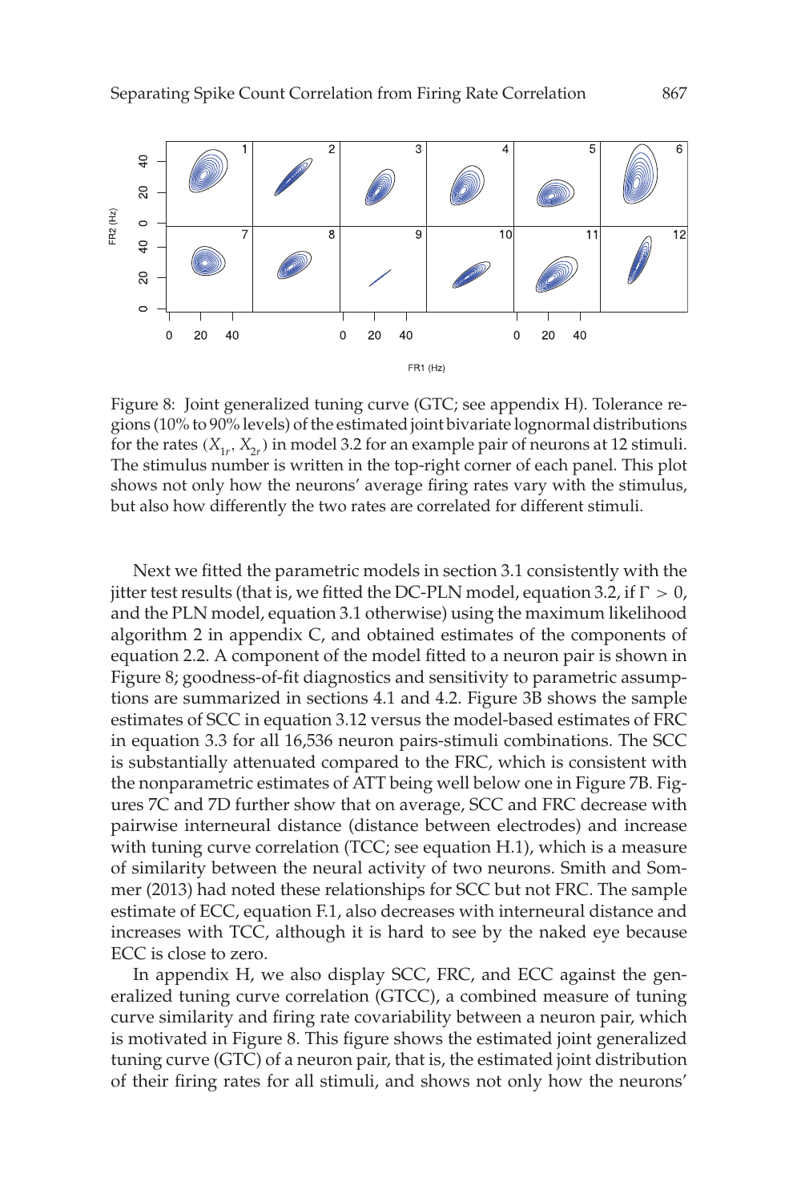Figure 8: Joint generalized tuning curve (GTC; see appendix H). Tolerance regions (10% to 90% levels) of the estimated joint bivariate lognormal distributions for the rates $(X_{1r}, X_{2r})$ in model 3.2 for an example pair of neurons at 12 stimuli. The stimulus number is written in the top-right corner of each panel. This plot shows not only how the neurons' average firing rates vary with the stimulus, but also how differently the two rates are correlated for different stimuli.

Next we fitted the parametric models in section 3.1 consistently with the jitter test results (that is, we fitted the DC-PLN model, equation 3.2, if $\Gamma > 0$, and the PLN model, equation 3.1 otherwise) using the maximum likelihood algorithm 2 in appendix C, and obtained estimates of the components of equation 2.2. A component of the model fitted to a neuron pair is shown in Figure 8; goodness-of-fit diagnostics and sensitivity to parametric assumptions are summarized in sections 4.1 and 4.2. Figure 3B shows the sample estimates of SCC in equation 3.12 versus the model-based estimates of FRC in equation 3.3 for all 16,536 neuron pairs-stimuli combinations. The SCC is substantially attenuated compared to the FRC, which is consistent with the nonparametric estimates of ATT being well below one in Figure 7B. Figures 7C and 7D further show that on average, SCC and FRC decrease with pairwise interneural distance (distance between electrodes) and increase with tuning curve correlation (TCC; see equation H.1), which is a measure of similarity between the neural activity of two neurons. Smith and Sommer (2013) had noted these relationships for SCC but not FRC. The sample estimate of ECC, equation F.1, also decreases with interneural distance and increases with TCC, although it is hard to see by the naked eye because ECC is close to zero.

In appendix H, we also display SCC, FRC, and ECC against the generalized tuning curve correlation (GTCC), a combined measure of tuning curve similarity and firing rate covariability between a neuron pair, which is motivated in Figure 8. This figure shows the estimated joint generalized tuning curve (GTC) of a neuron pair, that is, the estimated joint distribution of their firing rates for all stimuli, and shows not only how the neurons'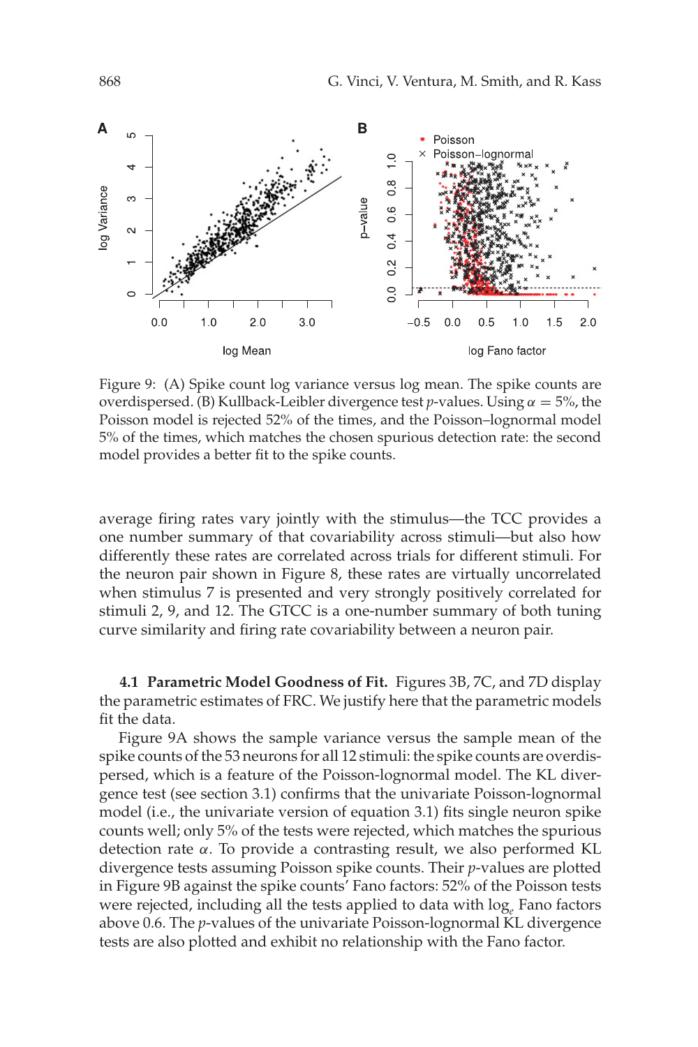Figure 9: (A) Spike count log variance versus log mean. The spike counts are overdispersed. (B) Kullback-Leibler divergence test $p$-values. Using $\alpha = 5\%$, the Poisson model is rejected 52% of the times, and the Poisson–lognormal model 5% of the times, which matches the chosen spurious detection rate: the second model provides a better fit to the spike counts.

average firing rates vary jointly with the stimulus—the TCC provides a one number summary of that covariability across stimuli—but also how differently these rates are correlated across trials for different stimuli. For the neuron pair shown in Figure 8, these rates are virtually uncorrelated when stimulus 7 is presented and very strongly positively correlated for stimuli 2, 9, and 12. The GTCC is a one-number summary of both tuning curve similarity and firing rate covariability between a neuron pair.

### 4.1 Parametric Model Goodness of Fit.

Figures 3B, 7C, and 7D display the parametric estimates of FRC. We justify here that the parametric models fit the data.

Figure 9A shows the sample variance versus the sample mean of the spike counts of the 53 neurons for all 12 stimuli: the spike counts are overdispersed, which is a feature of the Poisson-lognormal model. The KL divergence test (see section 3.1) confirms that the univariate Poisson-lognormal model (i.e., the univariate version of equation 3.1) fits single neuron spike counts well; only 5% of the tests were rejected, which matches the spurious detection rate $\alpha$. To provide a contrasting result, we also performed KL divergence tests assuming Poisson spike counts. Their $p$-values are plotted in Figure 9B against the spike counts' Fano factors: 52% of the Poisson tests were rejected, including all the tests applied to data with $\log_e$ Fano factors above 0.6. The $p$-values of the univariate Poisson-lognormal KL divergence tests are also plotted and exhibit no relationship with the Fano factor.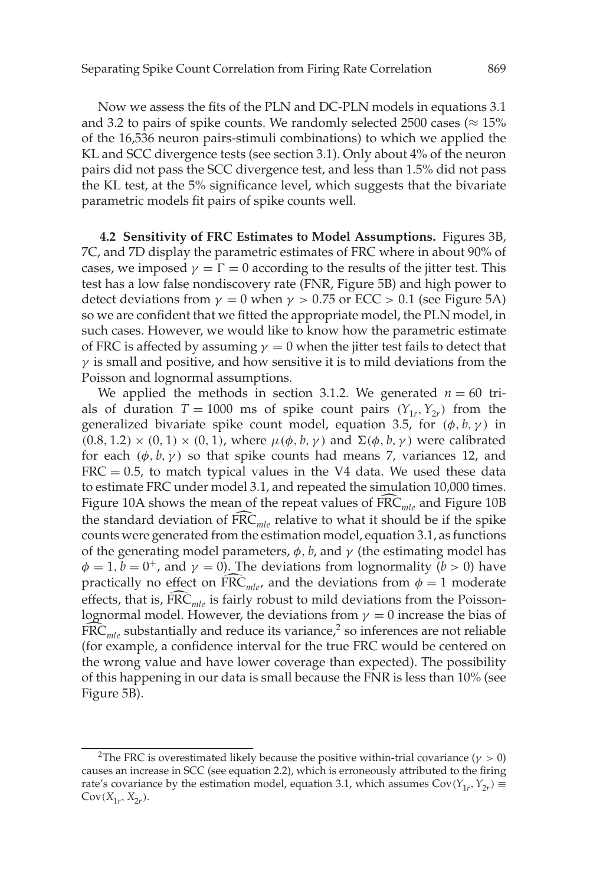Now we assess the fits of the PLN and DC-PLN models in equations 3.1 and 3.2 to pairs of spike counts. We randomly selected 2500 cases ($\approx 15\%$ of the 16,536 neuron pairs-stimuli combinations) to which we applied the KL and SCC divergence tests (see section 3.1). Only about 4% of the neuron pairs did not pass the SCC divergence test, and less than 1.5% did not pass the KL test, at the 5% significance level, which suggests that the bivariate parametric models fit pairs of spike counts well.

### 4.2 Sensitivity of FRC Estimates to Model Assumptions.

Figures 3B, 7C, and 7D display the parametric estimates of FRC where in about 90% of cases, we imposed $\gamma = \Gamma = 0$ according to the results of the jitter test. This test has a low false nondiscovery rate (FNR, Figure 5B) and high power to detect deviations from $\gamma = 0$ when $\gamma > 0.75$ or ECC $> 0.1$ (see Figure 5A) so we are confident that we fitted the appropriate model, the PLN model, in such cases. However, we would like to know how the parametric estimate of FRC is affected by assuming $\gamma = 0$ when the jitter test fails to detect that $\gamma$ is small and positive, and how sensitive it is to mild deviations from the Poisson and lognormal assumptions.

We applied the methods in section 3.1.2. We generated $n = 60$ trials of duration $T = 1000$ ms of spike count pairs $(Y_{1r}, Y_{2r})$ from the generalized bivariate spike count model, equation 3.5, for $(\phi, b, \gamma)$ in $(0.8, 1.2) \times (0, 1) \times (0, 1)$, where $\mu(\phi, b, \gamma)$ and $\Sigma(\phi, b, \gamma)$ were calibrated for each $(\phi, b, \gamma)$ so that spike counts had means 7, variances 12, and $\text{FRC} = 0.5$, to match typical values in the V4 data. We used these data to estimate FRC under model 3.1, and repeated the simulation 10,000 times. Figure 10A shows the mean of the repeat values of $\widehat{\text{FRC}}_{mle}$ and Figure 10B the standard deviation of $\widehat{\text{FRC}}_{mle}$ relative to what it should be if the spike counts were generated from the estimation model, equation 3.1, as functions of the generating model parameters, $\phi$, $b$, and $\gamma$ (the estimating model has $\phi = 1$, $b = 0^+$, and $\gamma = 0$). The deviations from lognormality ($b > 0$) have practically no effect on $\widehat{\text{FRC}}_{mle}$, and the deviations from $\phi = 1$ moderate effects, that is, $\widehat{\text{FRC}}_{mle}$ is fairly robust to mild deviations from the Poisson-lognormal model. However, the deviations from $\gamma = 0$ increase the bias of $\widehat{\text{FRC}}_{mle}$ substantially and reduce its variance,[2] so inferences are not reliable (for example, a confidence interval for the true FRC would be centered on the wrong value and have lower coverage than expected). The possibility of this happening in our data is small because the FNR is less than 10% (see Figure 5B).

[2] The FRC is overestimated likely because the positive within-trial covariance ($\gamma > 0$) causes an increase in SCC (see equation 2.2), which is erroneously attributed to the firing rate's covariance by the estimation model, equation 3.1, which assumes $\text{Cov}(Y_{1r}, Y_{2r}) \equiv \text{Cov}(X_{1r}, X_{2r})$.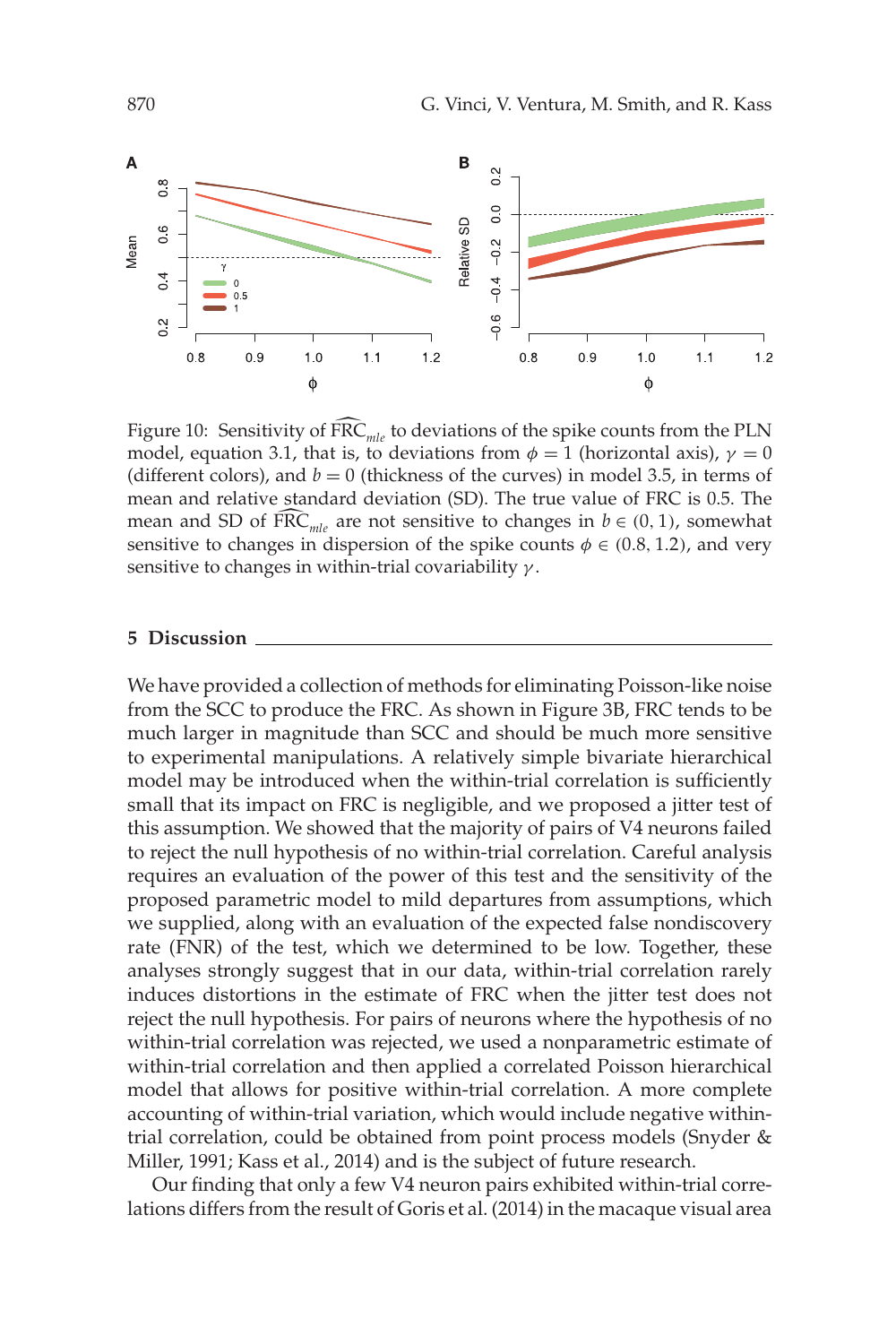Figure 10: Sensitivity of $\widehat{\mathrm{FRC}}_{mle}$ to deviations of the spike counts from the PLN model, equation 3.1, that is, to deviations from $\phi = 1$ (horizontal axis), $\gamma = 0$ (different colors), and $b = 0$ (thickness of the curves) in model 3.5, in terms of mean and relative standard deviation (SD). The true value of FRC is 0.5. The mean and SD of $\widehat{\mathrm{FRC}}_{mle}$ are not sensitive to changes in $b \in (0, 1)$, somewhat sensitive to changes in dispersion of the spike counts $\phi \in (0.8, 1.2)$, and very sensitive to changes in within-trial covariability $\gamma$.

## 5 Discussion

We have provided a collection of methods for eliminating Poisson-like noise from the SCC to produce the FRC. As shown in Figure 3B, FRC tends to be much larger in magnitude than SCC and should be much more sensitive to experimental manipulations. A relatively simple bivariate hierarchical model may be introduced when the within-trial correlation is sufficiently small that its impact on FRC is negligible, and we proposed a jitter test of this assumption. We showed that the majority of pairs of V4 neurons failed to reject the null hypothesis of no within-trial correlation. Careful analysis requires an evaluation of the power of this test and the sensitivity of the proposed parametric model to mild departures from assumptions, which we supplied, along with an evaluation of the expected false nondiscovery rate (FNR) of the test, which we determined to be low. Together, these analyses strongly suggest that in our data, within-trial correlation rarely induces distortions in the estimate of FRC when the jitter test does not reject the null hypothesis. For pairs of neurons where the hypothesis of no within-trial correlation was rejected, we used a nonparametric estimate of within-trial correlation and then applied a correlated Poisson hierarchical model that allows for positive within-trial correlation. A more complete accounting of within-trial variation, which would include negative within-trial correlation, could be obtained from point process models (Snyder & Miller, 1991; Kass et al., 2014) and is the subject of future research.

Our finding that only a few V4 neuron pairs exhibited within-trial correlations differs from the result of Goris et al. (2014) in the macaque visual area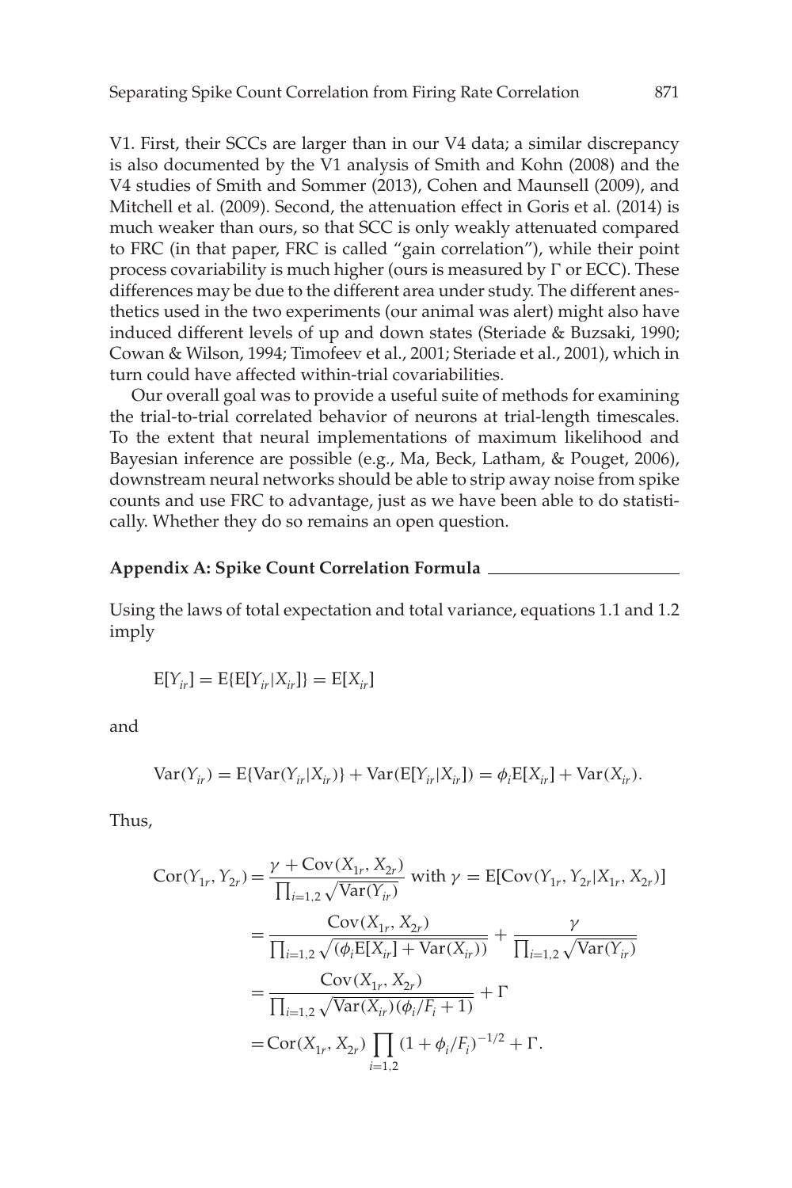V1. First, their SCCs are larger than in our V4 data; a similar discrepancy is also documented by the V1 analysis of Smith and Kohn (2008) and the V4 studies of Smith and Sommer (2013), Cohen and Maunsell (2009), and Mitchell et al. (2009). Second, the attenuation effect in Goris et al. (2014) is much weaker than ours, so that SCC is only weakly attenuated compared to FRC (in that paper, FRC is called "gain correlation"), while their point process covariability is much higher (ours is measured by $\Gamma$ or ECC). These differences may be due to the different area under study. The different anesthetics used in the two experiments (our animal was alert) might also have induced different levels of up and down states (Steriade & Buzsaki, 1990; Cowan & Wilson, 1994; Timofeev et al., 2001; Steriade et al., 2001), which in turn could have affected within-trial covariabilities.

Our overall goal was to provide a useful suite of methods for examining the trial-to-trial correlated behavior of neurons at trial-length timescales. To the extent that neural implementations of maximum likelihood and Bayesian inference are possible (e.g., Ma, Beck, Latham, & Pouget, 2006), downstream neural networks should be able to strip away noise from spike counts and use FRC to advantage, just as we have been able to do statistically. Whether they do so remains an open question.

## Appendix A: Spike Count Correlation Formula

Using the laws of total expectation and total variance, equations 1.1 and 1.2 imply

$$\mathrm{E}[Y_{ir}] = \mathrm{E}\{\mathrm{E}[Y_{ir}|X_{ir}]\} = \mathrm{E}[X_{ir}]$$

and

$$\mathrm{Var}(Y_{ir}) = \mathrm{E}\{\mathrm{Var}(Y_{ir}|X_{ir})\} + \mathrm{Var}(\mathrm{E}[Y_{ir}|X_{ir}]) = \phi_i \mathrm{E}[X_{ir}] + \mathrm{Var}(X_{ir}).$$

Thus,

$$\begin{aligned}
\mathrm{Cor}(Y_{1r}, Y_{2r}) &= \frac{\gamma + \mathrm{Cov}(X_{1r}, X_{2r})}{\prod_{i=1,2}\sqrt{\mathrm{Var}(Y_{ir})}} \text{ with } \gamma = \mathrm{E}[\mathrm{Cov}(Y_{1r}, Y_{2r}|X_{1r}, X_{2r})] \\
&= \frac{\mathrm{Cov}(X_{1r}, X_{2r})}{\prod_{i=1,2}\sqrt{(\phi_i \mathrm{E}[X_{ir}] + \mathrm{Var}(X_{ir}))}} + \frac{\gamma}{\prod_{i=1,2}\sqrt{\mathrm{Var}(Y_{ir})}} \\
&= \frac{\mathrm{Cov}(X_{1r}, X_{2r})}{\prod_{i=1,2}\sqrt{\mathrm{Var}(X_{ir})(\phi_i/F_i + 1)}} + \Gamma \\
&= \mathrm{Cor}(X_{1r}, X_{2r}) \prod_{i=1,2} (1 + \phi_i/F_i)^{-1/2} + \Gamma.
\end{aligned}$$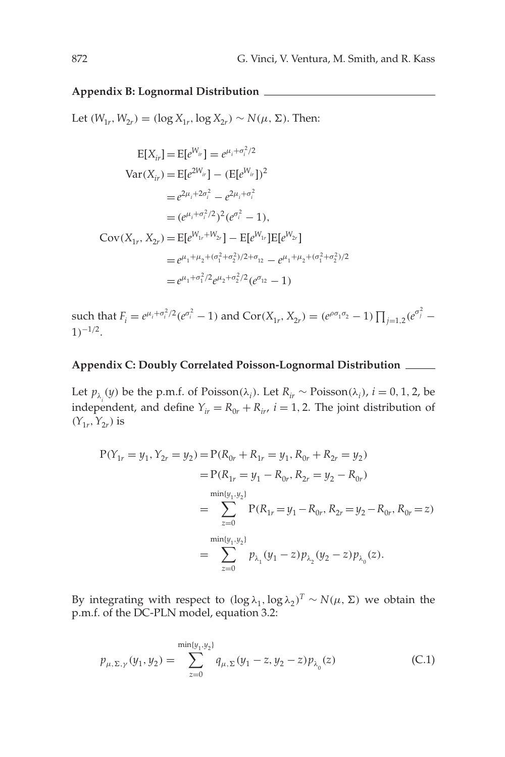## Appendix B: Lognormal Distribution

Let $(W_{1r}, W_{2r}) = (\log X_{1r}, \log X_{2r}) \sim N(\mu, \Sigma)$. Then:

$$
\begin{aligned}
\mathrm{E}[X_{ir}] &= \mathrm{E}[e^{W_{ir}}] = e^{\mu_i + \sigma_i^2/2} \\
\mathrm{Var}(X_{ir}) &= \mathrm{E}[e^{2W_{ir}}] - (\mathrm{E}[e^{W_{ir}}])^2 \\
&= e^{2\mu_i + 2\sigma_i^2} - e^{2\mu_i + \sigma_i^2} \\
&= (e^{\mu_i + \sigma_i^2/2})^2 (e^{\sigma_i^2} - 1), \\
\mathrm{Cov}(X_{1r}, X_{2r}) &= \mathrm{E}[e^{W_{1r} + W_{2r}}] - \mathrm{E}[e^{W_{1r}}]\mathrm{E}[e^{W_{2r}}] \\
&= e^{\mu_1 + \mu_2 + (\sigma_1^2 + \sigma_2^2)/2 + \sigma_{12}} - e^{\mu_1 + \mu_2 + (\sigma_1^2 + \sigma_2^2)/2} \\
&= e^{\mu_1 + \sigma_1^2/2} e^{\mu_2 + \sigma_2^2/2} (e^{\sigma_{12}} - 1)
\end{aligned}
$$

such that $F_i = e^{\mu_i + \sigma_i^2/2}(e^{\sigma_i^2} - 1)$ and $\mathrm{Cor}(X_{1r}, X_{2r}) = (e^{\rho\sigma_1\sigma_2} - 1)\prod_{j=1,2}(e^{\sigma_j^2} - 1)^{-1/2}$.

## Appendix C: Doubly Correlated Poisson-Lognormal Distribution

Let $p_{\lambda_i}(y)$ be the p.m.f. of Poisson$(\lambda_i)$. Let $R_{ir} \sim$ Poisson$(\lambda_i)$, $i = 0, 1, 2$, be independent, and define $Y_{ir} = R_{0r} + R_{ir}$, $i = 1, 2$. The joint distribution of $(Y_{1r}, Y_{2r})$ is

$$
\begin{aligned}
\mathrm{P}(Y_{1r} = y_1, Y_{2r} = y_2) &= \mathrm{P}(R_{0r} + R_{1r} = y_1, R_{0r} + R_{2r} = y_2) \\
&= \mathrm{P}(R_{1r} = y_1 - R_{0r}, R_{2r} = y_2 - R_{0r}) \\
&= \sum_{z=0}^{\min\{y_1, y_2\}} \mathrm{P}(R_{1r} = y_1 - R_{0r}, R_{2r} = y_2 - R_{0r}, R_{0r} = z) \\
&= \sum_{z=0}^{\min\{y_1, y_2\}} p_{\lambda_1}(y_1 - z) p_{\lambda_2}(y_2 - z) p_{\lambda_0}(z).
\end{aligned}
$$

By integrating with respect to $(\log \lambda_1, \log \lambda_2)^T \sim N(\mu, \Sigma)$ we obtain the p.m.f. of the DC-PLN model, equation 3.2:

$$
p_{\mu, \Sigma, \gamma}(y_1, y_2) = \sum_{z=0}^{\min\{y_1, y_2\}} q_{\mu, \Sigma}(y_1 - z, y_2 - z) p_{\lambda_0}(z) \tag{C.1}
$$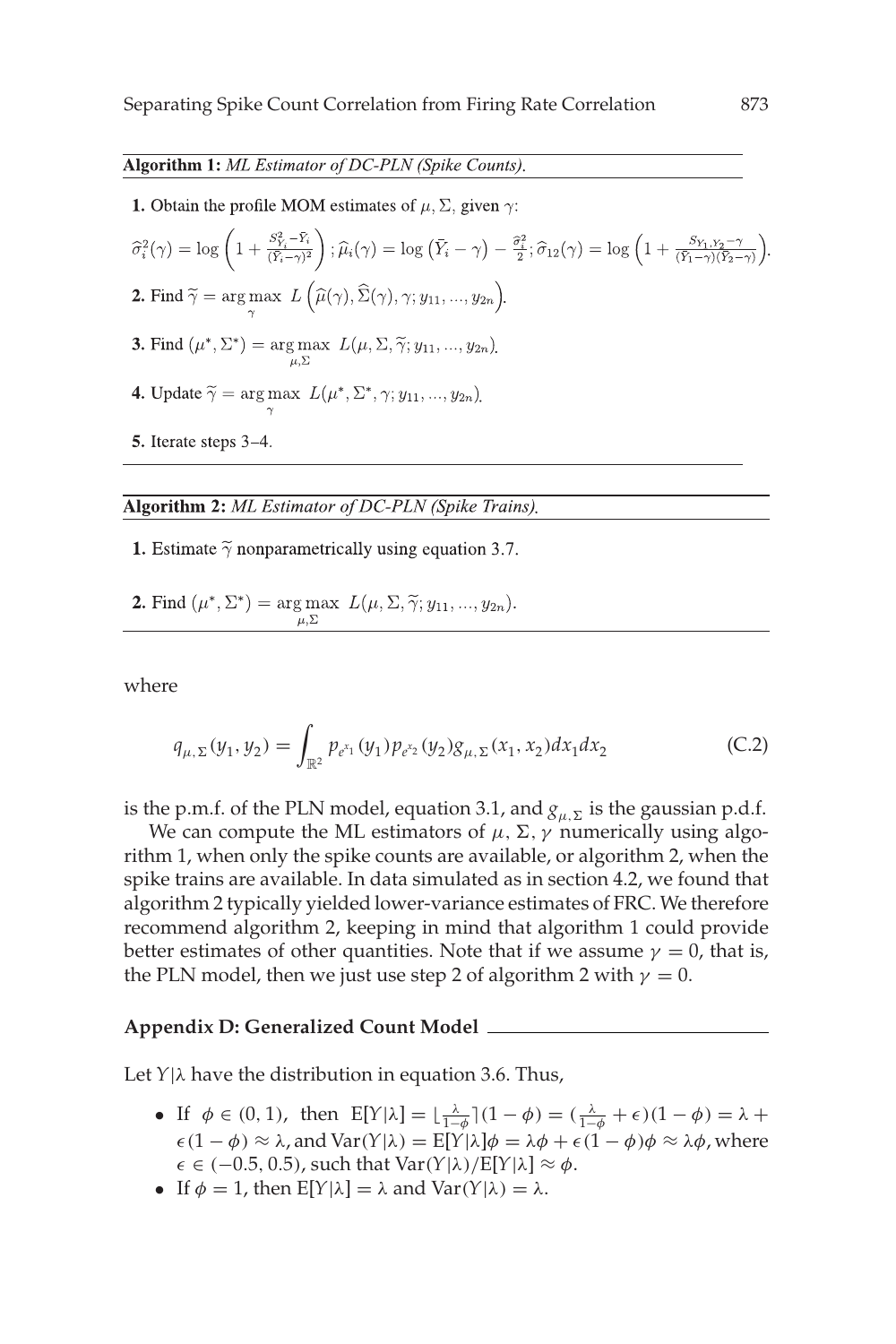**Algorithm 1:** *ML Estimator of DC-PLN (Spike Counts).*

**1.** Obtain the profile MOM estimates of $\mu, \Sigma$, given $\gamma$:

$\widehat{\sigma}_i^2(\gamma) = \log\left(1 + \frac{S_{Y_i}^2 - \bar{Y}_i}{(\bar{Y}_i - \gamma)^2}\right)$; $\widehat{\mu}_i(\gamma) = \log\left(\bar{Y}_i - \gamma\right) - \frac{\widehat{\sigma}_i^2}{2}$; $\widehat{\sigma}_{12}(\gamma) = \log\left(1 + \frac{S_{Y_1,Y_2} - \gamma}{(\bar{Y}_1 - \gamma)(\bar{Y}_2 - \gamma)}\right)$.

**2.** Find $\widetilde{\gamma} = \arg\max_{\gamma} L\left(\widehat{\mu}(\gamma), \widehat{\Sigma}(\gamma), \gamma; y_{11}, ..., y_{2n}\right)$.

**3.** Find $(\mu^*, \Sigma^*) = \arg\max_{\mu,\Sigma} L(\mu, \Sigma, \widetilde{\gamma}; y_{11}, ..., y_{2n})$.

**4.** Update $\widetilde{\gamma} = \arg\max_{\gamma} L(\mu^*, \Sigma^*, \gamma; y_{11}, ..., y_{2n})$.

**5.** Iterate steps 3–4.

**Algorithm 2:** *ML Estimator of DC-PLN (Spike Trains).*

**1.** Estimate $\widetilde{\gamma}$ nonparametrically using equation 3.7.

**2.** Find $(\mu^*, \Sigma^*) = \arg\max_{\mu,\Sigma} L(\mu, \Sigma, \widetilde{\gamma}; y_{11}, ..., y_{2n})$.

where

$$q_{\mu,\Sigma}(y_1, y_2) = \int_{\mathbb{R}^2} p_{e^{x_1}}(y_1) p_{e^{x_2}}(y_2) g_{\mu,\Sigma}(x_1, x_2) dx_1 dx_2 \tag{C.2}$$

is the p.m.f. of the PLN model, equation 3.1, and $g_{\mu,\Sigma}$ is the gaussian p.d.f.

We can compute the ML estimators of $\mu$, $\Sigma$, $\gamma$ numerically using algorithm 1, when only the spike counts are available, or algorithm 2, when the spike trains are available. In data simulated as in section 4.2, we found that algorithm 2 typically yielded lower-variance estimates of FRC. We therefore recommend algorithm 2, keeping in mind that algorithm 1 could provide better estimates of other quantities. Note that if we assume $\gamma = 0$, that is, the PLN model, then we just use step 2 of algorithm 2 with $\gamma = 0$.

## Appendix D: Generalized Count Model

Let $Y|\lambda$ have the distribution in equation 3.6. Thus,

- If $\phi \in (0, 1)$, then $\mathrm{E}[Y|\lambda] = \lfloor \frac{\lambda}{1-\phi} \rceil (1-\phi) = (\frac{\lambda}{1-\phi} + \epsilon)(1-\phi) = \lambda + \epsilon(1-\phi) \approx \lambda$, and $\mathrm{Var}(Y|\lambda) = \mathrm{E}[Y|\lambda]\phi = \lambda\phi + \epsilon(1-\phi)\phi \approx \lambda\phi$, where $\epsilon \in (-0.5, 0.5)$, such that $\mathrm{Var}(Y|\lambda)/\mathrm{E}[Y|\lambda] \approx \phi$.
- If $\phi = 1$, then $\mathrm{E}[Y|\lambda] = \lambda$ and $\mathrm{Var}(Y|\lambda) = \lambda$.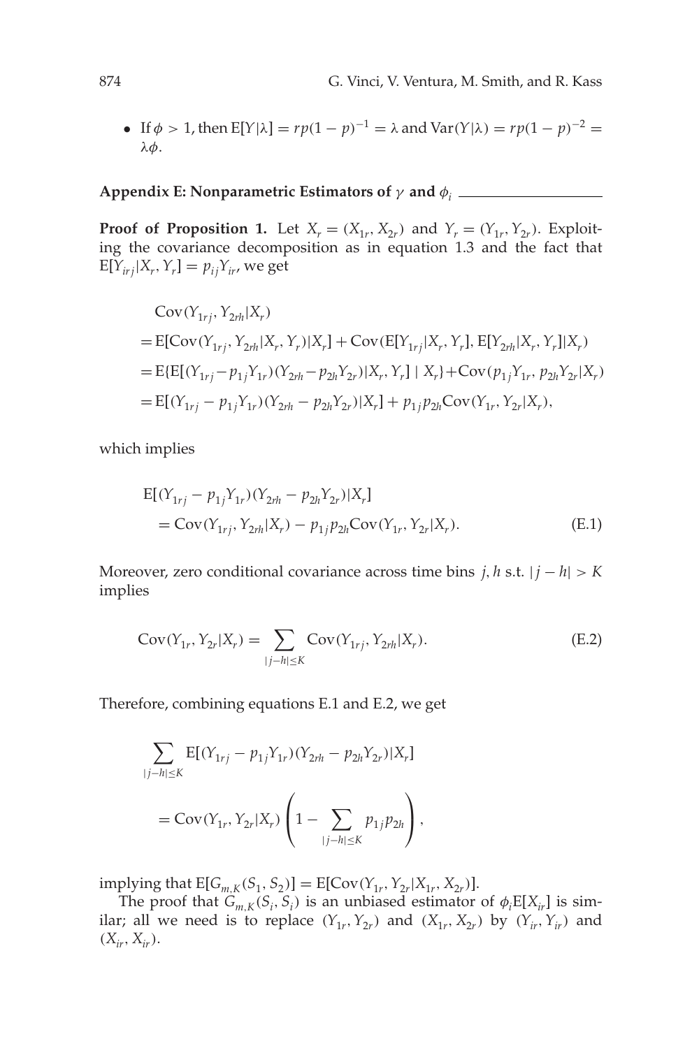- If $\phi > 1$, then $\mathrm{E}[Y|\lambda] = rp(1-p)^{-1} = \lambda$ and $\mathrm{Var}(Y|\lambda) = rp(1-p)^{-2} = \lambda\phi$.

## Appendix E: Nonparametric Estimators of $\gamma$ and $\phi_i$

**Proof of Proposition 1.** Let $X_r = (X_{1r}, X_{2r})$ and $Y_r = (Y_{1r}, Y_{2r})$. Exploiting the covariance decomposition as in equation 1.3 and the fact that $\mathrm{E}[Y_{irj}|X_r, Y_r] = p_{ij}Y_{ir}$, we get

$$
\begin{aligned}
&\mathrm{Cov}(Y_{1rj}, Y_{2rh}|X_r) \\
&= \mathrm{E}[\mathrm{Cov}(Y_{1rj}, Y_{2rh}|X_r, Y_r)|X_r] + \mathrm{Cov}(\mathrm{E}[Y_{1rj}|X_r, Y_r], \mathrm{E}[Y_{2rh}|X_r, Y_r]|X_r) \\
&= \mathrm{E}\{\mathrm{E}[(Y_{1rj} - p_{1j}Y_{1r})(Y_{2rh} - p_{2h}Y_{2r})|X_r, Y_r] \mid X_r\} + \mathrm{Cov}(p_{1j}Y_{1r}, p_{2h}Y_{2r}|X_r) \\
&= \mathrm{E}[(Y_{1rj} - p_{1j}Y_{1r})(Y_{2rh} - p_{2h}Y_{2r})|X_r] + p_{1j}p_{2h}\mathrm{Cov}(Y_{1r}, Y_{2r}|X_r),
\end{aligned}
$$

which implies

$$
\begin{aligned}
&\mathrm{E}[(Y_{1rj} - p_{1j}Y_{1r})(Y_{2rh} - p_{2h}Y_{2r})|X_r] \\
&\quad = \mathrm{Cov}(Y_{1rj}, Y_{2rh}|X_r) - p_{1j}p_{2h}\mathrm{Cov}(Y_{1r}, Y_{2r}|X_r). \qquad \text{(E.1)}
\end{aligned}
$$

Moreover, zero conditional covariance across time bins $j, h$ s.t. $|j - h| > K$ implies

$$
\mathrm{Cov}(Y_{1r}, Y_{2r}|X_r) = \sum_{|j-h| \le K} \mathrm{Cov}(Y_{1rj}, Y_{2rh}|X_r). \qquad \text{(E.2)}
$$

Therefore, combining equations E.1 and E.2, we get

$$
\begin{aligned}
&\sum_{|j-h| \le K} \mathrm{E}[(Y_{1rj} - p_{1j}Y_{1r})(Y_{2rh} - p_{2h}Y_{2r})|X_r] \\
&\quad = \mathrm{Cov}(Y_{1r}, Y_{2r}|X_r) \left(1 - \sum_{|j-h| \le K} p_{1j}p_{2h}\right),
\end{aligned}
$$

implying that $\mathrm{E}[G_{m,K}(S_1, S_2)] = \mathrm{E}[\mathrm{Cov}(Y_{1r}, Y_{2r}|X_{1r}, X_{2r})]$.

The proof that $G_{m,K}(S_i, S_i)$ is an unbiased estimator of $\phi_i \mathrm{E}[X_{ir}]$ is similar; all we need is to replace $(Y_{1r}, Y_{2r})$ and $(X_{1r}, X_{2r})$ by $(Y_{ir}, Y_{ir})$ and $(X_{ir}, X_{ir})$.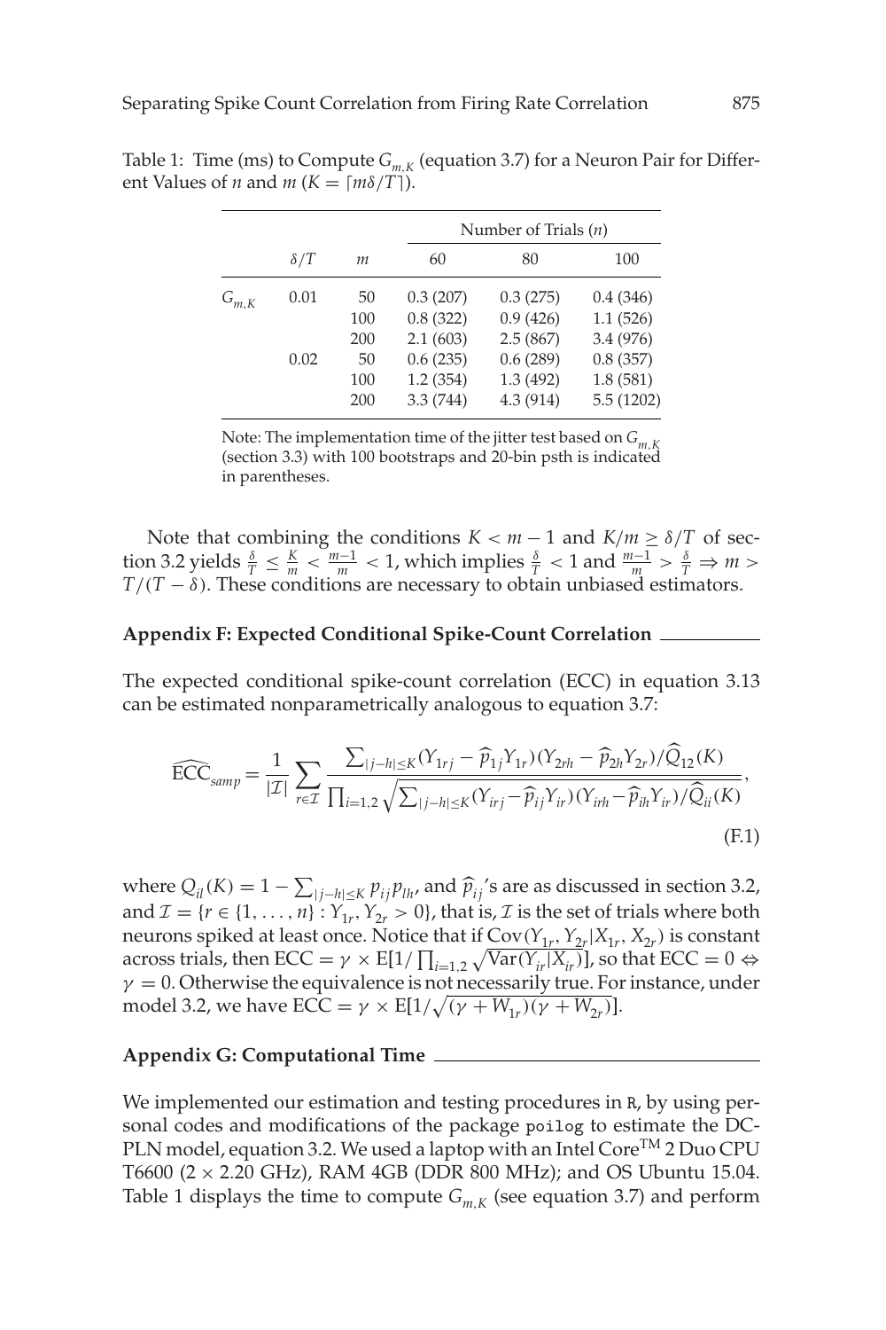Table 1: Time (ms) to Compute $G_{m,K}$ (equation 3.7) for a Neuron Pair for Different Values of $n$ and $m$ ($K = \lceil m\delta/T \rceil$).

| | | | Number of Trials ($n$) | | |
|---|---|---|---|---|---|
| | $\delta/T$ | $m$ | 60 | 80 | 100 |
| $G_{m,K}$ | 0.01 | 50 | 0.3 (207) | 0.3 (275) | 0.4 (346) |
| | | 100 | 0.8 (322) | 0.9 (426) | 1.1 (526) |
| | | 200 | 2.1 (603) | 2.5 (867) | 3.4 (976) |
| | 0.02 | 50 | 0.6 (235) | 0.6 (289) | 0.8 (357) |
| | | 100 | 1.2 (354) | 1.3 (492) | 1.8 (581) |
| | | 200 | 3.3 (744) | 4.3 (914) | 5.5 (1202) |

Note: The implementation time of the jitter test based on $G_{m,K}$ (section 3.3) with 100 bootstraps and 20-bin psth is indicated in parentheses.

Note that combining the conditions $K < m - 1$ and $K/m \geq \delta/T$ of section 3.2 yields $\frac{\delta}{T} \leq \frac{K}{m} < \frac{m-1}{m} < 1$, which implies $\frac{\delta}{T} < 1$ and $\frac{m-1}{m} > \frac{\delta}{T} \Rightarrow m > T/(T-\delta)$. These conditions are necessary to obtain unbiased estimators.

## Appendix F: Expected Conditional Spike-Count Correlation

The expected conditional spike-count correlation (ECC) in equation 3.13 can be estimated nonparametrically analogous to equation 3.7:

$$\widehat{\text{ECC}}_{samp} = \frac{1}{|\mathcal{I}|} \sum_{r \in \mathcal{I}} \frac{\sum_{|j-h| \leq K} (Y_{1rj} - \widehat{p}_{1j} Y_{1r})(Y_{2rh} - \widehat{p}_{2h} Y_{2r}) / \widehat{Q}_{12}(K)}{\prod_{i=1,2} \sqrt{\sum_{|j-h| \leq K} (Y_{irj} - \widehat{p}_{ij} Y_{ir})(Y_{irh} - \widehat{p}_{ih} Y_{ir}) / \widehat{Q}_{ii}(K)}}, \tag{F.1}$$

where $Q_{il}(K) = 1 - \sum_{|j-h| \leq K} p_{ij} p_{lh}$, and $\widehat{p}_{ij}$'s are as discussed in section 3.2, and $\mathcal{I} = \{r \in \{1, \ldots, n\} : Y_{1r}, Y_{2r} > 0\}$, that is, $\mathcal{I}$ is the set of trials where both neurons spiked at least once. Notice that if $\text{Cov}(Y_{1r}, Y_{2r} | X_{1r}, X_{2r})$ is constant across trials, then $\text{ECC} = \gamma \times \text{E}[1/\prod_{i=1,2} \sqrt{\text{Var}(Y_{ir}|X_{ir})}]$, so that $\text{ECC} = 0 \Leftrightarrow \gamma = 0$. Otherwise the equivalence is not necessarily true. For instance, under model 3.2, we have $\text{ECC} = \gamma \times \text{E}[1/\sqrt{(\gamma + W_{1r})(\gamma + W_{2r})}]$.

## Appendix G: Computational Time

We implemented our estimation and testing procedures in R, by using personal codes and modifications of the package `poilog` to estimate the DC-PLN model, equation 3.2. We used a laptop with an Intel Core™ 2 Duo CPU T6600 (2 × 2.20 GHz), RAM 4GB (DDR 800 MHz); and OS Ubuntu 15.04. Table 1 displays the time to compute $G_{m,K}$ (see equation 3.7) and perform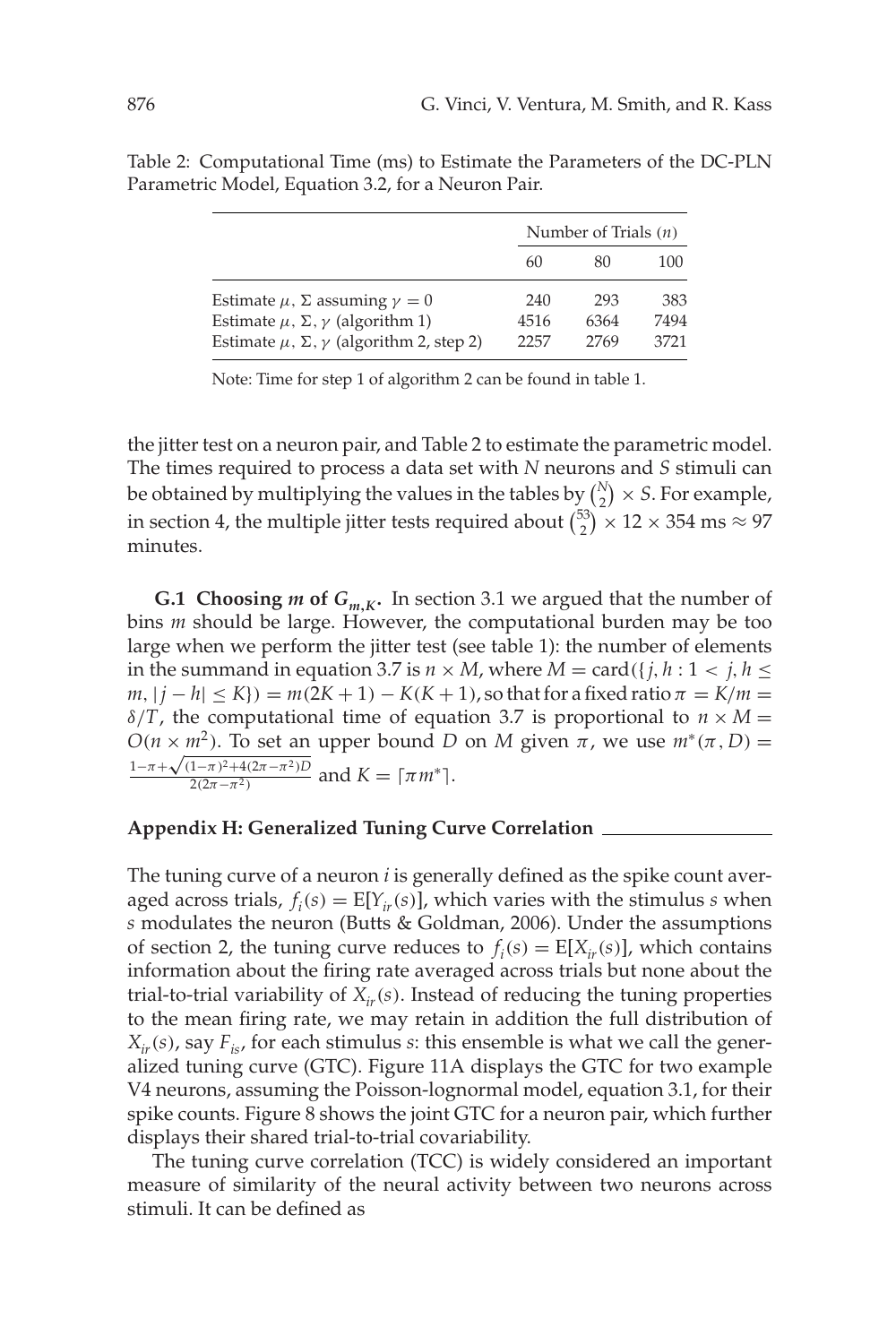Table 2: Computational Time (ms) to Estimate the Parameters of the DC-PLN Parametric Model, Equation 3.2, for a Neuron Pair.

| | Number of Trials ($n$) | | |
|---|---|---|---|
| | 60 | 80 | 100 |
| Estimate $\mu$, $\Sigma$ assuming $\gamma = 0$ | 240 | 293 | 383 |
| Estimate $\mu$, $\Sigma$, $\gamma$ (algorithm 1) | 4516 | 6364 | 7494 |
| Estimate $\mu$, $\Sigma$, $\gamma$ (algorithm 2, step 2) | 2257 | 2769 | 3721 |

Note: Time for step 1 of algorithm 2 can be found in table 1.

the jitter test on a neuron pair, and Table 2 to estimate the parametric model. The times required to process a data set with $N$ neurons and $S$ stimuli can be obtained by multiplying the values in the tables by $\binom{N}{2} \times S$. For example, in section 4, the multiple jitter tests required about $\binom{53}{2} \times 12 \times 354$ ms $\approx 97$ minutes.

**G.1 Choosing $m$ of $G_{m,K}$.** In section 3.1 we argued that the number of bins $m$ should be large. However, the computational burden may be too large when we perform the jitter test (see table 1): the number of elements in the summand in equation 3.7 is $n \times M$, where $M = \text{card}(\{j, h : 1 < j, h \leq m, |j - h| \leq K\}) = m(2K+1) - K(K+1)$, so that for a fixed ratio $\pi = K/m = \delta/T$, the computational time of equation 3.7 is proportional to $n \times M = O(n \times m^2)$. To set an upper bound $D$ on $M$ given $\pi$, we use $m^*(\pi, D) = \frac{1-\pi+\sqrt{(1-\pi)^2+4(2\pi-\pi^2)D}}{2(2\pi-\pi^2)}$ and $K = \lceil \pi m^* \rceil$.

## Appendix H: Generalized Tuning Curve Correlation

The tuning curve of a neuron $i$ is generally defined as the spike count averaged across trials, $f_i(s) = \text{E}[Y_{ir}(s)]$, which varies with the stimulus $s$ when $s$ modulates the neuron (Butts & Goldman, 2006). Under the assumptions of section 2, the tuning curve reduces to $f_i(s) = \text{E}[X_{ir}(s)]$, which contains information about the firing rate averaged across trials but none about the trial-to-trial variability of $X_{ir}(s)$. Instead of reducing the tuning properties to the mean firing rate, we may retain in addition the full distribution of $X_{ir}(s)$, say $F_{is}$, for each stimulus $s$: this ensemble is what we call the generalized tuning curve (GTC). Figure 11A displays the GTC for two example V4 neurons, assuming the Poisson-lognormal model, equation 3.1, for their spike counts. Figure 8 shows the joint GTC for a neuron pair, which further displays their shared trial-to-trial covariability.

The tuning curve correlation (TCC) is widely considered an important measure of similarity of the neural activity between two neurons across stimuli. It can be defined as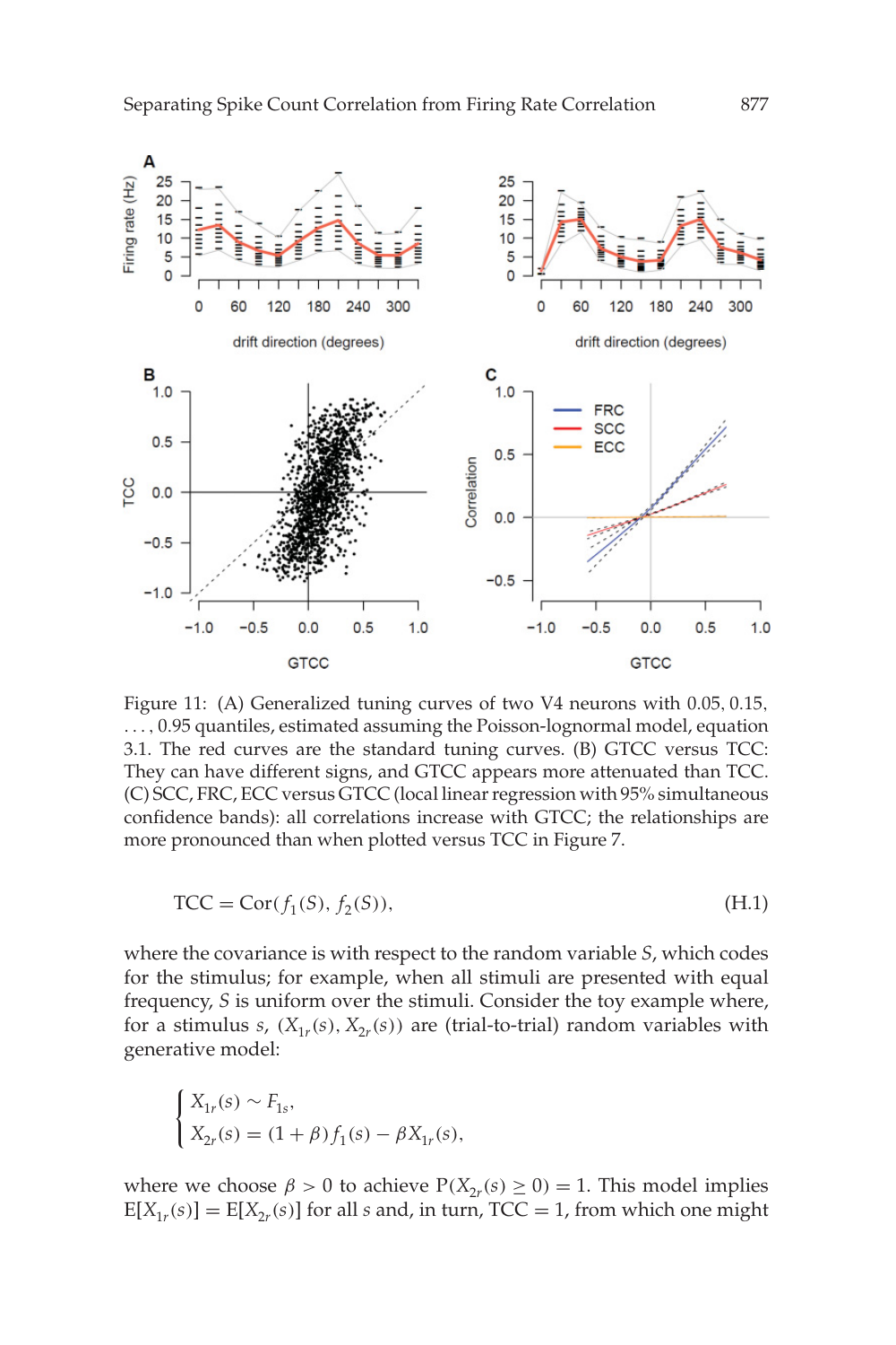Figure 11: (A) Generalized tuning curves of two V4 neurons with 0.05, 0.15, ..., 0.95 quantiles, estimated assuming the Poisson-lognormal model, equation 3.1. The red curves are the standard tuning curves. (B) GTCC versus TCC: They can have different signs, and GTCC appears more attenuated than TCC. (C) SCC, FRC, ECC versus GTCC (local linear regression with 95% simultaneous confidence bands): all correlations increase with GTCC; the relationships are more pronounced than when plotted versus TCC in Figure 7.

$$\text{TCC} = \text{Cor}(f_1(S), f_2(S)), \tag{H.1}$$

where the covariance is with respect to the random variable $S$, which codes for the stimulus; for example, when all stimuli are presented with equal frequency, $S$ is uniform over the stimuli. Consider the toy example where, for a stimulus $s$, $(X_{1_r}(s), X_{2_r}(s))$ are (trial-to-trial) random variables with generative model:

$$\begin{cases} X_{1_r}(s) \sim F_{1s}, \\ X_{2_r}(s) = (1+\beta) f_1(s) - \beta X_{1_r}(s), \end{cases}$$

where we choose $\beta > 0$ to achieve $\text{P}(X_{2_r}(s) \geq 0) = 1$. This model implies $\text{E}[X_{1_r}(s)] = \text{E}[X_{2_r}(s)]$ for all $s$ and, in turn, $\text{TCC} = 1$, from which one might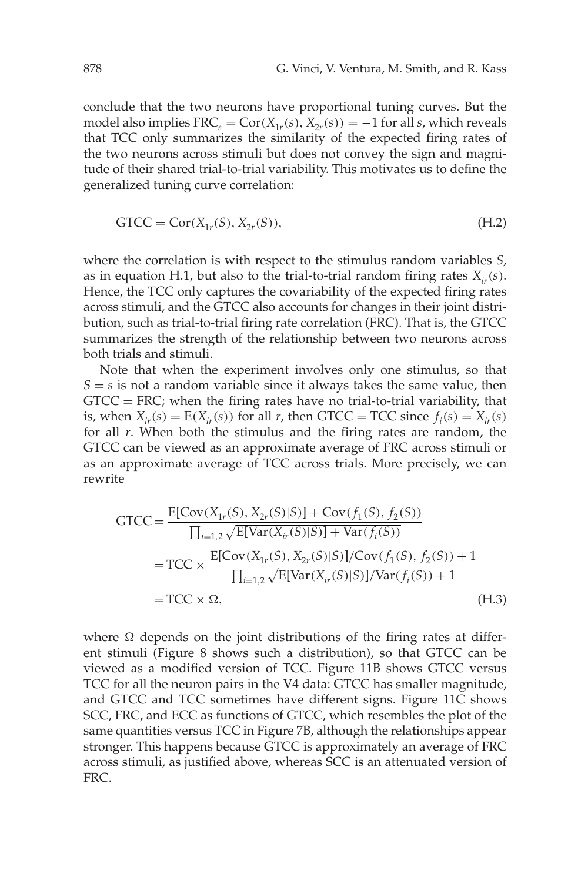conclude that the two neurons have proportional tuning curves. But the model also implies $\text{FRC}_s = \text{Cor}(X_{1r}(s), X_{2r}(s)) = -1$ for all $s$, which reveals that TCC only summarizes the similarity of the expected firing rates of the two neurons across stimuli but does not convey the sign and magnitude of their shared trial-to-trial variability. This motivates us to define the generalized tuning curve correlation:

$$\text{GTCC} = \text{Cor}(X_{1r}(S), X_{2r}(S)), \tag{H.2}$$

where the correlation is with respect to the stimulus random variables $S$, as in equation H.1, but also to the trial-to-trial random firing rates $X_{ir}(s)$. Hence, the TCC only captures the covariability of the expected firing rates across stimuli, and the GTCC also accounts for changes in their joint distribution, such as trial-to-trial firing rate correlation (FRC). That is, the GTCC summarizes the strength of the relationship between two neurons across both trials and stimuli.

Note that when the experiment involves only one stimulus, so that $S = s$ is not a random variable since it always takes the same value, then $\text{GTCC} = \text{FRC}$; when the firing rates have no trial-to-trial variability, that is, when $X_{ir}(s) = \text{E}(X_{ir}(s))$ for all $r$, then $\text{GTCC} = \text{TCC}$ since $f_i(s) = X_{ir}(s)$ for all $r$. When both the stimulus and the firing rates are random, the GTCC can be viewed as an approximate average of FRC across stimuli or as an approximate average of TCC across trials. More precisely, we can rewrite

$$\begin{aligned}
\text{GTCC} &= \frac{\text{E}[\text{Cov}(X_{1r}(S), X_{2r}(S)|S)] + \text{Cov}(f_1(S), f_2(S))}{\prod_{i=1,2}\sqrt{\text{E}[\text{Var}(X_{ir}(S)|S)] + \text{Var}(f_i(S))}} \\
&= \text{TCC} \times \frac{\text{E}[\text{Cov}(X_{1r}(S), X_{2r}(S)|S)]/\text{Cov}(f_1(S), f_2(S)) + 1}{\prod_{i=1,2}\sqrt{\text{E}[\text{Var}(X_{ir}(S)|S)]/\text{Var}(f_i(S)) + 1}} \\
&= \text{TCC} \times \Omega,
\end{aligned} \tag{H.3}$$

where $\Omega$ depends on the joint distributions of the firing rates at different stimuli (Figure 8 shows such a distribution), so that GTCC can be viewed as a modified version of TCC. Figure 11B shows GTCC versus TCC for all the neuron pairs in the V4 data: GTCC has smaller magnitude, and GTCC and TCC sometimes have different signs. Figure 11C shows SCC, FRC, and ECC as functions of GTCC, which resembles the plot of the same quantities versus TCC in Figure 7B, although the relationships appear stronger. This happens because GTCC is approximately an average of FRC across stimuli, as justified above, whereas SCC is an attenuated version of FRC.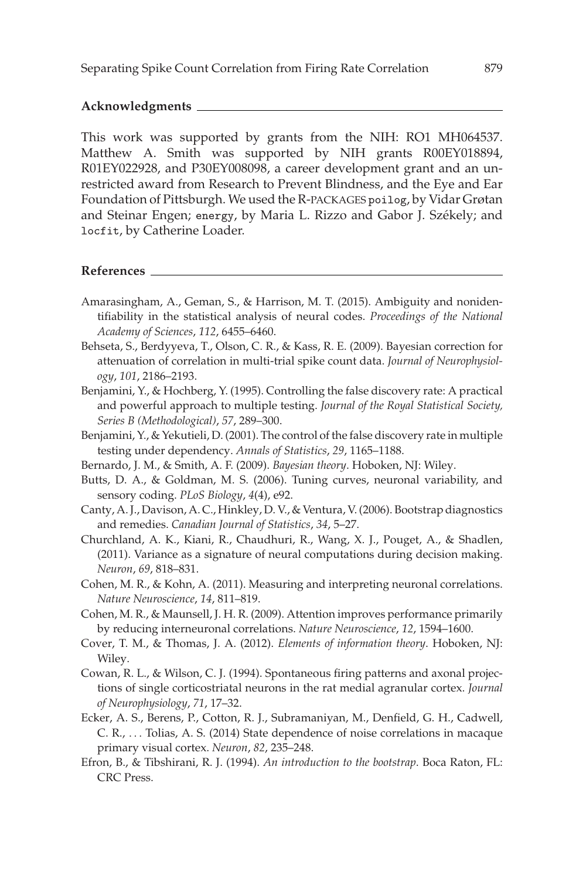## Acknowledgments

This work was supported by grants from the NIH: RO1 MH064537. Matthew A. Smith was supported by NIH grants R00EY018894, R01EY022928, and P30EY008098, a career development grant and an unrestricted award from Research to Prevent Blindness, and the Eye and Ear Foundation of Pittsburgh. We used the R-PACKAGES `poilog`, by Vidar Grøtan and Steinar Engen; `energy`, by Maria L. Rizzo and Gabor J. Székely; and `locfit`, by Catherine Loader.

## References

Amarasingham, A., Geman, S., & Harrison, M. T. (2015). Ambiguity and nonidentifiability in the statistical analysis of neural codes. *Proceedings of the National Academy of Sciences*, *112*, 6455–6460.

Behseta, S., Berdyyeva, T., Olson, C. R., & Kass, R. E. (2009). Bayesian correction for attenuation of correlation in multi-trial spike count data. *Journal of Neurophysiology*, *101*, 2186–2193.

Benjamini, Y., & Hochberg, Y. (1995). Controlling the false discovery rate: A practical and powerful approach to multiple testing. *Journal of the Royal Statistical Society, Series B (Methodological)*, *57*, 289–300.

Benjamini, Y., & Yekutieli, D. (2001). The control of the false discovery rate in multiple testing under dependency. *Annals of Statistics*, *29*, 1165–1188.

Bernardo, J. M., & Smith, A. F. (2009). *Bayesian theory*. Hoboken, NJ: Wiley.

Butts, D. A., & Goldman, M. S. (2006). Tuning curves, neuronal variability, and sensory coding. *PLoS Biology*, *4*(4), e92.

Canty, A. J., Davison, A. C., Hinkley, D. V., & Ventura, V. (2006). Bootstrap diagnostics and remedies. *Canadian Journal of Statistics*, *34*, 5–27.

Churchland, A. K., Kiani, R., Chaudhuri, R., Wang, X. J., Pouget, A., & Shadlen, (2011). Variance as a signature of neural computations during decision making. *Neuron*, *69*, 818–831.

Cohen, M. R., & Kohn, A. (2011). Measuring and interpreting neuronal correlations. *Nature Neuroscience*, *14*, 811–819.

Cohen, M. R., & Maunsell, J. H. R. (2009). Attention improves performance primarily by reducing interneuronal correlations. *Nature Neuroscience*, *12*, 1594–1600.

Cover, T. M., & Thomas, J. A. (2012). *Elements of information theory*. Hoboken, NJ: Wiley.

Cowan, R. L., & Wilson, C. J. (1994). Spontaneous firing patterns and axonal projections of single corticostriatal neurons in the rat medial agranular cortex. *Journal of Neurophysiology*, *71*, 17–32.

Ecker, A. S., Berens, P., Cotton, R. J., Subramaniyan, M., Denfield, G. H., Cadwell, C. R., … Tolias, A. S. (2014) State dependence of noise correlations in macaque primary visual cortex. *Neuron*, *82*, 235–248.

Efron, B., & Tibshirani, R. J. (1994). *An introduction to the bootstrap*. Boca Raton, FL: CRC Press.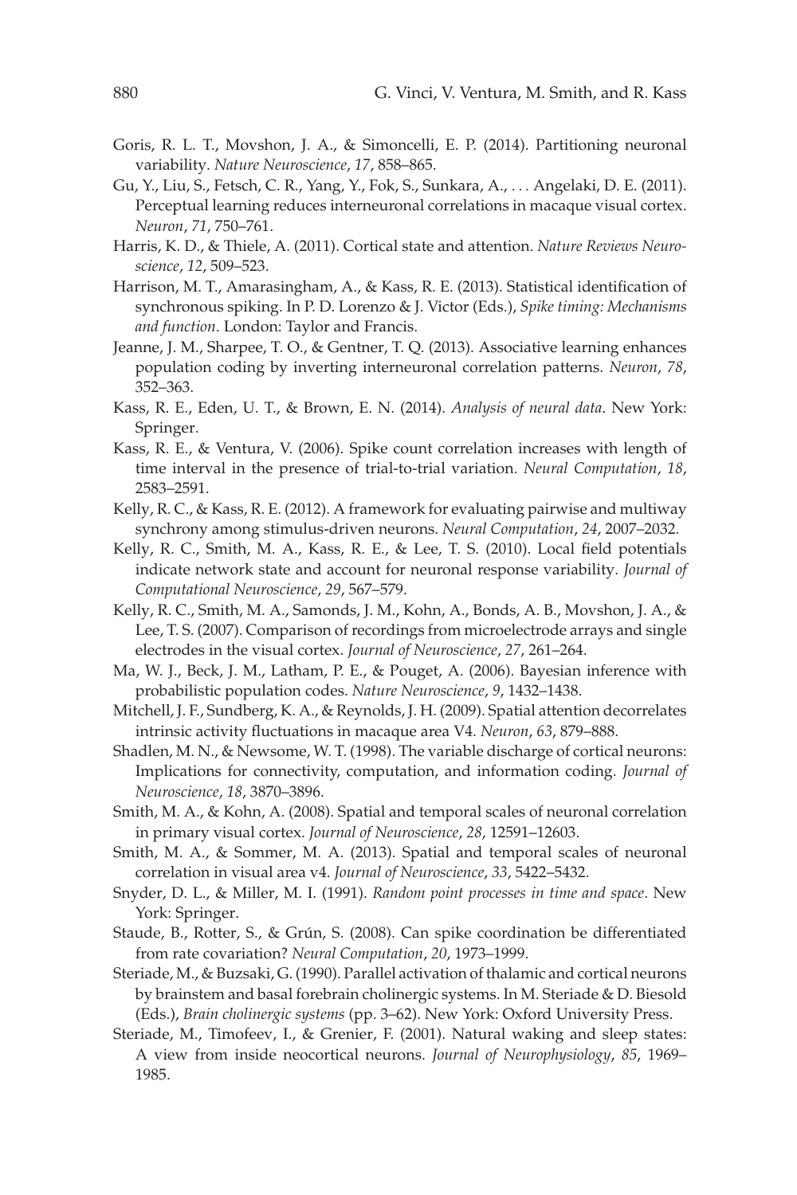Goris, R. L. T., Movshon, J. A., & Simoncelli, E. P. (2014). Partitioning neuronal variability. *Nature Neuroscience*, *17*, 858–865.

Gu, Y., Liu, S., Fetsch, C. R., Yang, Y., Fok, S., Sunkara, A., . . . Angelaki, D. E. (2011). Perceptual learning reduces interneuronal correlations in macaque visual cortex. *Neuron*, *71*, 750–761.

Harris, K. D., & Thiele, A. (2011). Cortical state and attention. *Nature Reviews Neuroscience*, *12*, 509–523.

Harrison, M. T., Amarasingham, A., & Kass, R. E. (2013). Statistical identification of synchronous spiking. In P. D. Lorenzo & J. Victor (Eds.), *Spike timing: Mechanisms and function*. London: Taylor and Francis.

Jeanne, J. M., Sharpee, T. O., & Gentner, T. Q. (2013). Associative learning enhances population coding by inverting interneuronal correlation patterns. *Neuron*, *78*, 352–363.

Kass, R. E., Eden, U. T., & Brown, E. N. (2014). *Analysis of neural data*. New York: Springer.

Kass, R. E., & Ventura, V. (2006). Spike count correlation increases with length of time interval in the presence of trial-to-trial variation. *Neural Computation*, *18*, 2583–2591.

Kelly, R. C., & Kass, R. E. (2012). A framework for evaluating pairwise and multiway synchrony among stimulus-driven neurons. *Neural Computation*, *24*, 2007–2032.

Kelly, R. C., Smith, M. A., Kass, R. E., & Lee, T. S. (2010). Local field potentials indicate network state and account for neuronal response variability. *Journal of Computational Neuroscience*, *29*, 567–579.

Kelly, R. C., Smith, M. A., Samonds, J. M., Kohn, A., Bonds, A. B., Movshon, J. A., & Lee, T. S. (2007). Comparison of recordings from microelectrode arrays and single electrodes in the visual cortex. *Journal of Neuroscience*, *27*, 261–264.

Ma, W. J., Beck, J. M., Latham, P. E., & Pouget, A. (2006). Bayesian inference with probabilistic population codes. *Nature Neuroscience*, *9*, 1432–1438.

Mitchell, J. F., Sundberg, K. A., & Reynolds, J. H. (2009). Spatial attention decorrelates intrinsic activity fluctuations in macaque area V4. *Neuron*, *63*, 879–888.

Shadlen, M. N., & Newsome, W. T. (1998). The variable discharge of cortical neurons: Implications for connectivity, computation, and information coding. *Journal of Neuroscience*, *18*, 3870–3896.

Smith, M. A., & Kohn, A. (2008). Spatial and temporal scales of neuronal correlation in primary visual cortex. *Journal of Neuroscience*, *28*, 12591–12603.

Smith, M. A., & Sommer, M. A. (2013). Spatial and temporal scales of neuronal correlation in visual area v4. *Journal of Neuroscience*, *33*, 5422–5432.

Snyder, D. L., & Miller, M. I. (1991). *Random point processes in time and space*. New York: Springer.

Staude, B., Rotter, S., & Grún, S. (2008). Can spike coordination be differentiated from rate covariation? *Neural Computation*, *20*, 1973–1999.

Steriade, M., & Buzsaki, G. (1990). Parallel activation of thalamic and cortical neurons by brainstem and basal forebrain cholinergic systems. In M. Steriade & D. Biesold (Eds.), *Brain cholinergic systems* (pp. 3–62). New York: Oxford University Press.

Steriade, M., Timofeev, I., & Grenier, F. (2001). Natural waking and sleep states: A view from inside neocortical neurons. *Journal of Neurophysiology*, *85*, 1969–1985.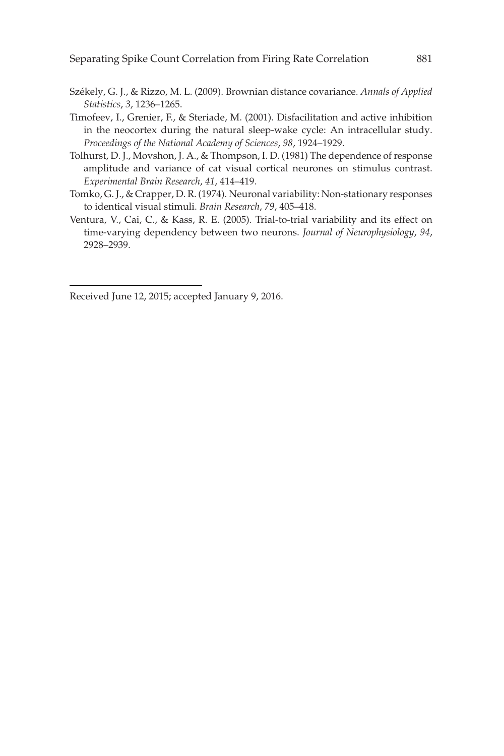Székely, G. J., & Rizzo, M. L. (2009). Brownian distance covariance. *Annals of Applied Statistics*, *3*, 1236–1265.

Timofeev, I., Grenier, F., & Steriade, M. (2001). Disfacilitation and active inhibition in the neocortex during the natural sleep-wake cycle: An intracellular study. *Proceedings of the National Academy of Sciences*, *98*, 1924–1929.

Tolhurst, D. J., Movshon, J. A., & Thompson, I. D. (1981) The dependence of response amplitude and variance of cat visual cortical neurones on stimulus contrast. *Experimental Brain Research*, *41*, 414–419.

Tomko, G. J., & Crapper, D. R. (1974). Neuronal variability: Non-stationary responses to identical visual stimuli. *Brain Research*, *79*, 405–418.

Ventura, V., Cai, C., & Kass, R. E. (2005). Trial-to-trial variability and its effect on time-varying dependency between two neurons. *Journal of Neurophysiology*, *94*, 2928–2939.

---

Received June 12, 2015; accepted January 9, 2016.